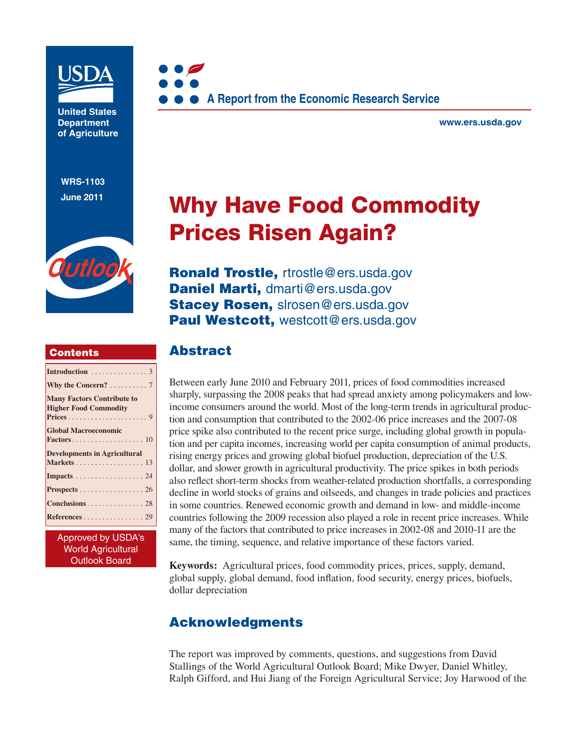United States Department of Agriculture

A Report from the Economic Research Service

www.ers.usda.gov

WRS-1103
June 2011

Outlook

# Why Have Food Commodity Prices Risen Again?

**Ronald Trostle,** rtrostle@ers.usda.gov
**Daniel Marti,** dmarti@ers.usda.gov
**Stacey Rosen,** slrosen@ers.usda.gov
**Paul Westcott,** westcott@ers.usda.gov

## Contents

| | |
|---|---|
| Introduction | 3 |
| Why the Concern? | 7 |
| Many Factors Contribute to Higher Food Commodity Prices | 9 |
| Global Macroeconomic Factors | 10 |
| Developments in Agricultural Markets | 13 |
| Impacts | 24 |
| Prospects | 26 |
| Conclusions | 28 |
| References | 29 |

Approved by USDA's World Agricultural Outlook Board

## Abstract

Between early June 2010 and February 2011, prices of food commodities increased sharply, surpassing the 2008 peaks that had spread anxiety among policymakers and low-income consumers around the world. Most of the long-term trends in agricultural production and consumption that contributed to the 2002-06 price increases and the 2007-08 price spike also contributed to the recent price surge, including global growth in population and per capita incomes, increasing world per capita consumption of animal products, rising energy prices and growing global biofuel production, depreciation of the U.S. dollar, and slower growth in agricultural productivity. The price spikes in both periods also reflect short-term shocks from weather-related production shortfalls, a corresponding decline in world stocks of grains and oilseeds, and changes in trade policies and practices in some countries. Renewed economic growth and demand in low- and middle-income countries following the 2009 recession also played a role in recent price increases. While many of the factors that contributed to price increases in 2002-08 and 2010-11 are the same, the timing, sequence, and relative importance of these factors varied.

**Keywords:** Agricultural prices, food commodity prices, prices, supply, demand, global supply, global demand, food inflation, food security, energy prices, biofuels, dollar depreciation

## Acknowledgments

The report was improved by comments, questions, and suggestions from David Stallings of the World Agricultural Outlook Board; Mike Dwyer, Daniel Whitley, Ralph Gifford, and Hui Jiang of the Foreign Agricultural Service; Joy Harwood of the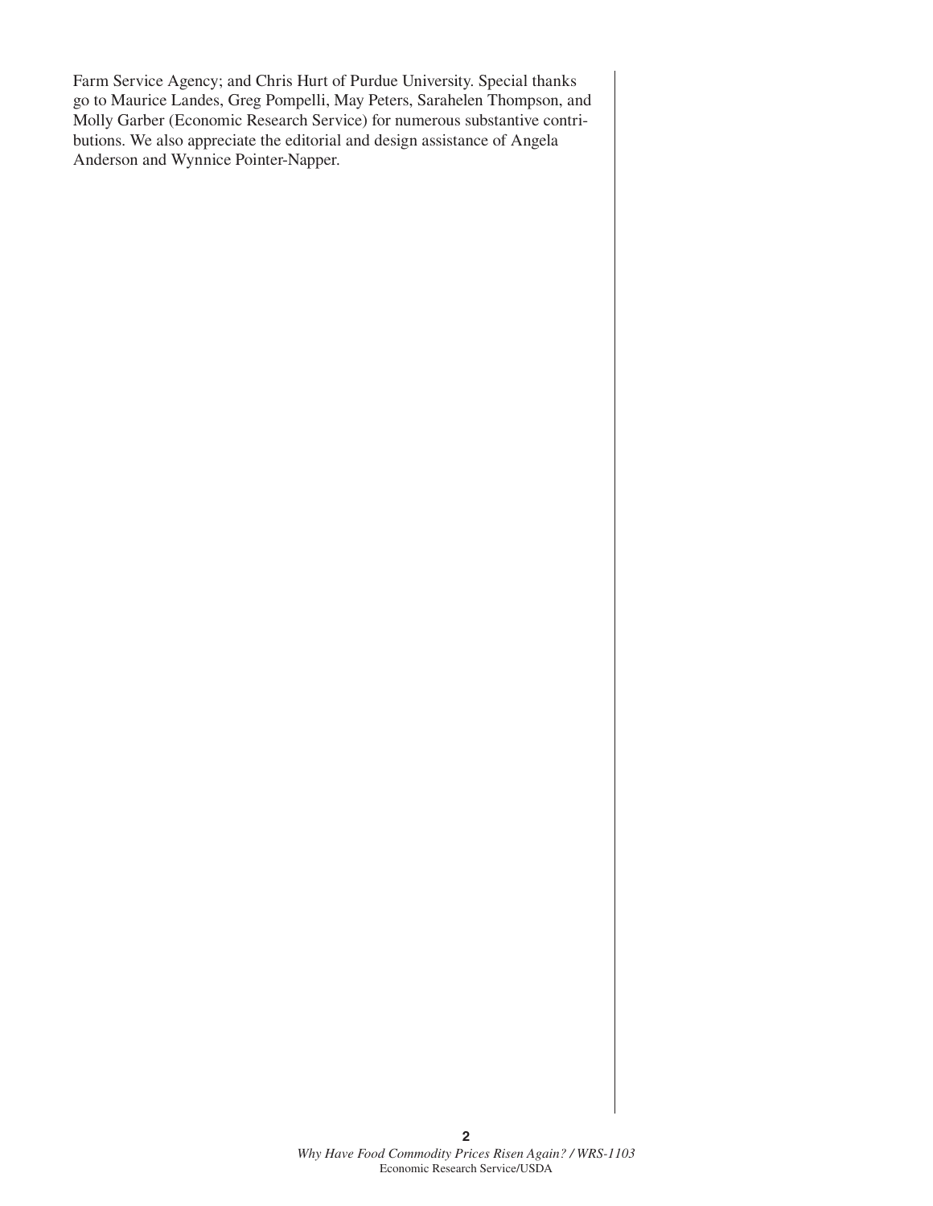Farm Service Agency; and Chris Hurt of Purdue University. Special thanks go to Maurice Landes, Greg Pompelli, May Peters, Sarahelen Thompson, and Molly Garber (Economic Research Service) for numerous substantive contributions. We also appreciate the editorial and design assistance of Angela Anderson and Wynnice Pointer-Napper.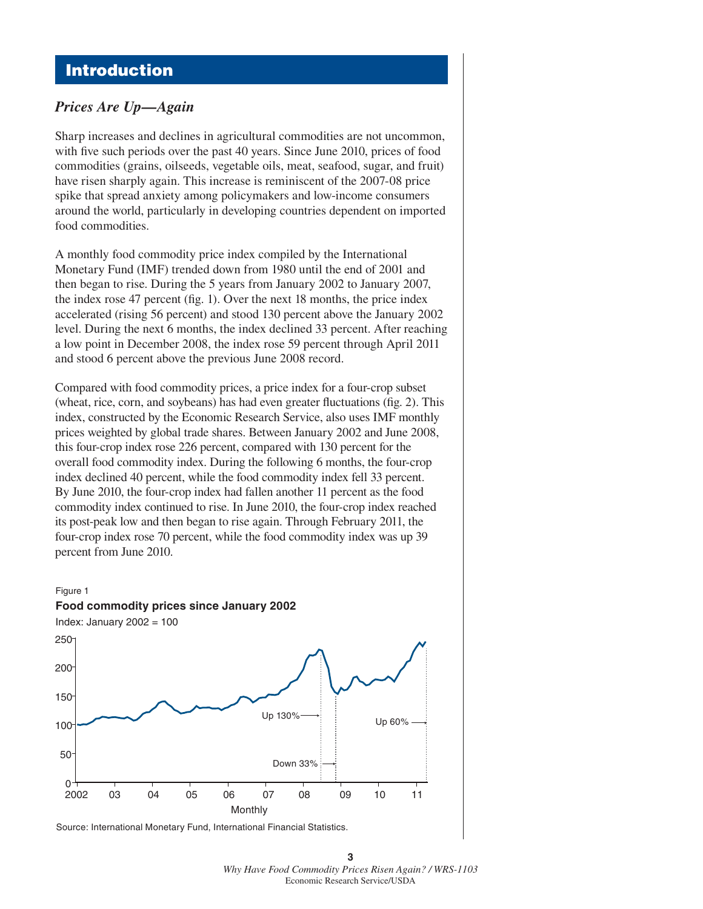# Introduction

## *Prices Are Up—Again*

Sharp increases and declines in agricultural commodities are not uncommon, with five such periods over the past 40 years. Since June 2010, prices of food commodities (grains, oilseeds, vegetable oils, meat, seafood, sugar, and fruit) have risen sharply again. This increase is reminiscent of the 2007-08 price spike that spread anxiety among policymakers and low-income consumers around the world, particularly in developing countries dependent on imported food commodities.

A monthly food commodity price index compiled by the International Monetary Fund (IMF) trended down from 1980 until the end of 2001 and then began to rise. During the 5 years from January 2002 to January 2007, the index rose 47 percent (fig. 1). Over the next 18 months, the price index accelerated (rising 56 percent) and stood 130 percent above the January 2002 level. During the next 6 months, the index declined 33 percent. After reaching a low point in December 2008, the index rose 59 percent through April 2011 and stood 6 percent above the previous June 2008 record.

Compared with food commodity prices, a price index for a four-crop subset (wheat, rice, corn, and soybeans) has had even greater fluctuations (fig. 2). This index, constructed by the Economic Research Service, also uses IMF monthly prices weighted by global trade shares. Between January 2002 and June 2008, this four-crop index rose 226 percent, compared with 130 percent for the overall food commodity index. During the following 6 months, the four-crop index declined 40 percent, while the food commodity index fell 33 percent. By June 2010, the four-crop index had fallen another 11 percent as the food commodity index continued to rise. In June 2010, the four-crop index reached its post-peak low and then began to rise again. Through February 2011, the four-crop index rose 70 percent, while the food commodity index was up 39 percent from June 2010.

Figure 1

**Food commodity prices since January 2002**

Index: January 2002 = 100

Source: International Monetary Fund, International Financial Statistics.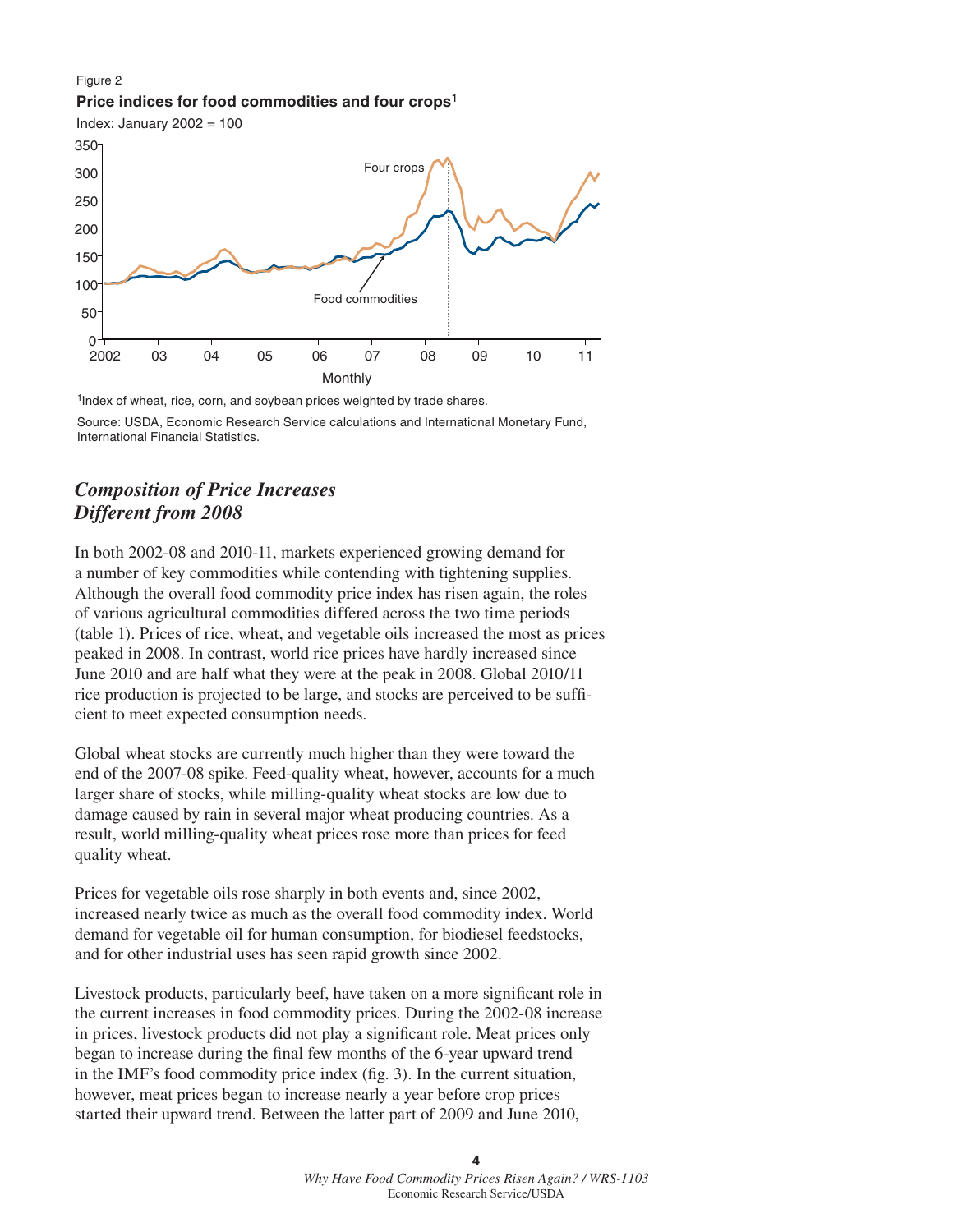Figure 2

**Price indices for food commodities and four crops**[1]

Index: January 2002 = 100

[1]Index of wheat, rice, corn, and soybean prices weighted by trade shares.

Source: USDA, Economic Research Service calculations and International Monetary Fund, International Financial Statistics.

## *Composition of Price Increases Different from 2008*

In both 2002-08 and 2010-11, markets experienced growing demand for a number of key commodities while contending with tightening supplies. Although the overall food commodity price index has risen again, the roles of various agricultural commodities differed across the two time periods (table 1). Prices of rice, wheat, and vegetable oils increased the most as prices peaked in 2008. In contrast, world rice prices have hardly increased since June 2010 and are half what they were at the peak in 2008. Global 2010/11 rice production is projected to be large, and stocks are perceived to be sufficient to meet expected consumption needs.

Global wheat stocks are currently much higher than they were toward the end of the 2007-08 spike. Feed-quality wheat, however, accounts for a much larger share of stocks, while milling-quality wheat stocks are low due to damage caused by rain in several major wheat producing countries. As a result, world milling-quality wheat prices rose more than prices for feed quality wheat.

Prices for vegetable oils rose sharply in both events and, since 2002, increased nearly twice as much as the overall food commodity index. World demand for vegetable oil for human consumption, for biodiesel feedstocks, and for other industrial uses has seen rapid growth since 2002.

Livestock products, particularly beef, have taken on a more significant role in the current increases in food commodity prices. During the 2002-08 increase in prices, livestock products did not play a significant role. Meat prices only began to increase during the final few months of the 6-year upward trend in the IMF's food commodity price index (fig. 3). In the current situation, however, meat prices began to increase nearly a year before crop prices started their upward trend. Between the latter part of 2009 and June 2010,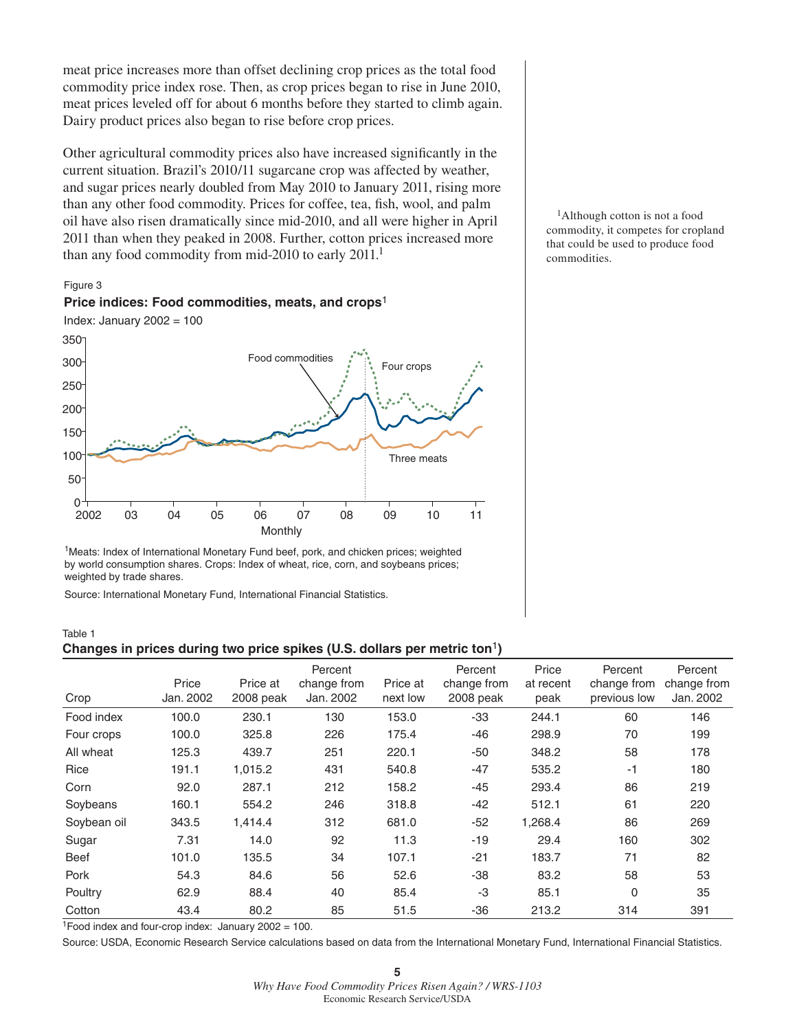meat price increases more than offset declining crop prices as the total food commodity price index rose. Then, as crop prices began to rise in June 2010, meat prices leveled off for about 6 months before they started to climb again. Dairy product prices also began to rise before crop prices.

Other agricultural commodity prices also have increased significantly in the current situation. Brazil's 2010/11 sugarcane crop was affected by weather, and sugar prices nearly doubled from May 2010 to January 2011, rising more than any other food commodity. Prices for coffee, tea, fish, wool, and palm oil have also risen dramatically since mid-2010, and all were higher in April 2011 than when they peaked in 2008. Further, cotton prices increased more than any food commodity from mid-2010 to early 2011.[1]

[1]Although cotton is not a food commodity, it competes for cropland that could be used to produce food commodities.

Figure 3

**Price indices: Food commodities, meats, and crops**[1]

Index: January 2002 = 100

[1]Meats: Index of International Monetary Fund beef, pork, and chicken prices; weighted by world consumption shares. Crops: Index of wheat, rice, corn, and soybeans prices; weighted by trade shares.

Source: International Monetary Fund, International Financial Statistics.

Table 1

**Changes in prices during two price spikes (U.S. dollars per metric ton**[1]**)**

| Crop | Price Jan. 2002 | Price at 2008 peak | Percent change from Jan. 2002 | Price at next low | Percent change from 2008 peak | Price at recent peak | Percent change from previous low | Percent change from Jan. 2002 |
|---|---|---|---|---|---|---|---|---|
| Food index | 100.0 | 230.1 | 130 | 153.0 | -33 | 244.1 | 60 | 146 |
| Four crops | 100.0 | 325.8 | 226 | 175.4 | -46 | 298.9 | 70 | 199 |
| All wheat | 125.3 | 439.7 | 251 | 220.1 | -50 | 348.2 | 58 | 178 |
| Rice | 191.1 | 1,015.2 | 431 | 540.8 | -47 | 535.2 | -1 | 180 |
| Corn | 92.0 | 287.1 | 212 | 158.2 | -45 | 293.4 | 86 | 219 |
| Soybeans | 160.1 | 554.2 | 246 | 318.8 | -42 | 512.1 | 61 | 220 |
| Soybean oil | 343.5 | 1,414.4 | 312 | 681.0 | -52 | 1,268.4 | 86 | 269 |
| Sugar | 7.31 | 14.0 | 92 | 11.3 | -19 | 29.4 | 160 | 302 |
| Beef | 101.0 | 135.5 | 34 | 107.1 | -21 | 183.7 | 71 | 82 |
| Pork | 54.3 | 84.6 | 56 | 52.6 | -38 | 83.2 | 58 | 53 |
| Poultry | 62.9 | 88.4 | 40 | 85.4 | -3 | 85.1 | 0 | 35 |
| Cotton | 43.4 | 80.2 | 85 | 51.5 | -36 | 213.2 | 314 | 391 |

[1]Food index and four-crop index: January 2002 = 100.

Source: USDA, Economic Research Service calculations based on data from the International Monetary Fund, International Financial Statistics.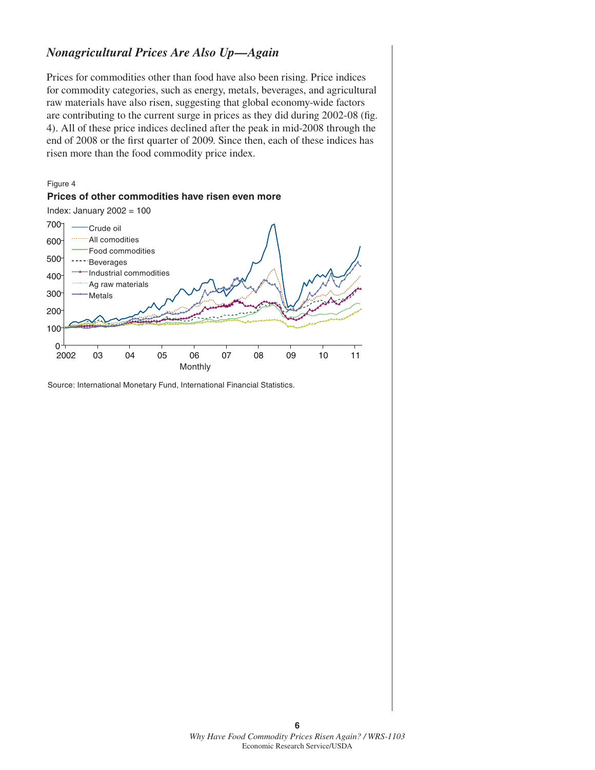## *Nonagricultural Prices Are Also Up—Again*

Prices for commodities other than food have also been rising. Price indices for commodity categories, such as energy, metals, beverages, and agricultural raw materials have also risen, suggesting that global economy-wide factors are contributing to the current surge in prices as they did during 2002-08 (fig. 4). All of these price indices declined after the peak in mid-2008 through the end of 2008 or the first quarter of 2009. Since then, each of these indices has risen more than the food commodity price index.

Figure 4

**Prices of other commodities have risen even more**

Index: January 2002 = 100

Source: International Monetary Fund, International Financial Statistics.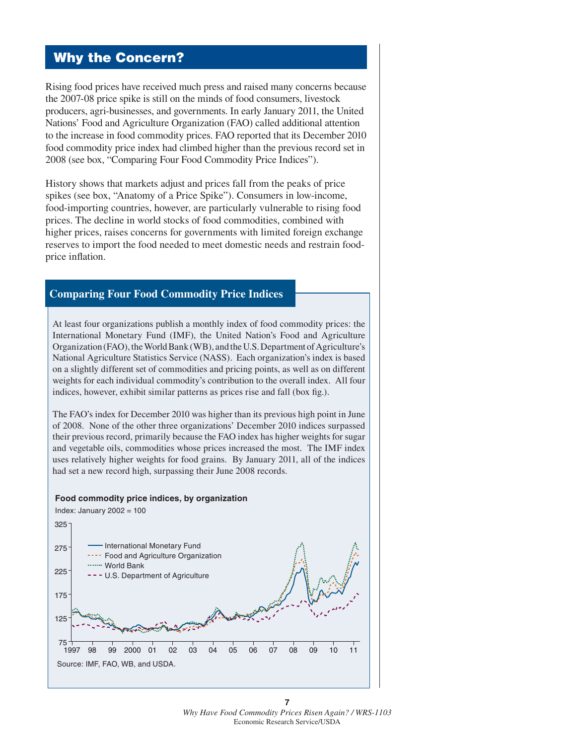## Why the Concern?

Rising food prices have received much press and raised many concerns because the 2007-08 price spike is still on the minds of food consumers, livestock producers, agri-businesses, and governments. In early January 2011, the United Nations' Food and Agriculture Organization (FAO) called additional attention to the increase in food commodity prices. FAO reported that its December 2010 food commodity price index had climbed higher than the previous record set in 2008 (see box, "Comparing Four Food Commodity Price Indices").

History shows that markets adjust and prices fall from the peaks of price spikes (see box, "Anatomy of a Price Spike"). Consumers in low-income, food-importing countries, however, are particularly vulnerable to rising food prices. The decline in world stocks of food commodities, combined with higher prices, raises concerns for governments with limited foreign exchange reserves to import the food needed to meet domestic needs and restrain food-price inflation.

### Comparing Four Food Commodity Price Indices

At least four organizations publish a monthly index of food commodity prices: the International Monetary Fund (IMF), the United Nation's Food and Agriculture Organization (FAO), the World Bank (WB), and the U.S. Department of Agriculture's National Agriculture Statistics Service (NASS). Each organization's index is based on a slightly different set of commodities and pricing points, as well as on different weights for each individual commodity's contribution to the overall index. All four indices, however, exhibit similar patterns as prices rise and fall (box fig.).

The FAO's index for December 2010 was higher than its previous high point in June of 2008. None of the other three organizations' December 2010 indices surpassed their previous record, primarily because the FAO index has higher weights for sugar and vegetable oils, commodities whose prices increased the most. The IMF index uses relatively higher weights for food grains. By January 2011, all of the indices had set a new record high, surpassing their June 2008 records.

**Food commodity price indices, by organization**

Index: January 2002 = 100

Legend: International Monetary Fund; Food and Agriculture Organization; World Bank; U.S. Department of Agriculture

Source: IMF, FAO, WB, and USDA.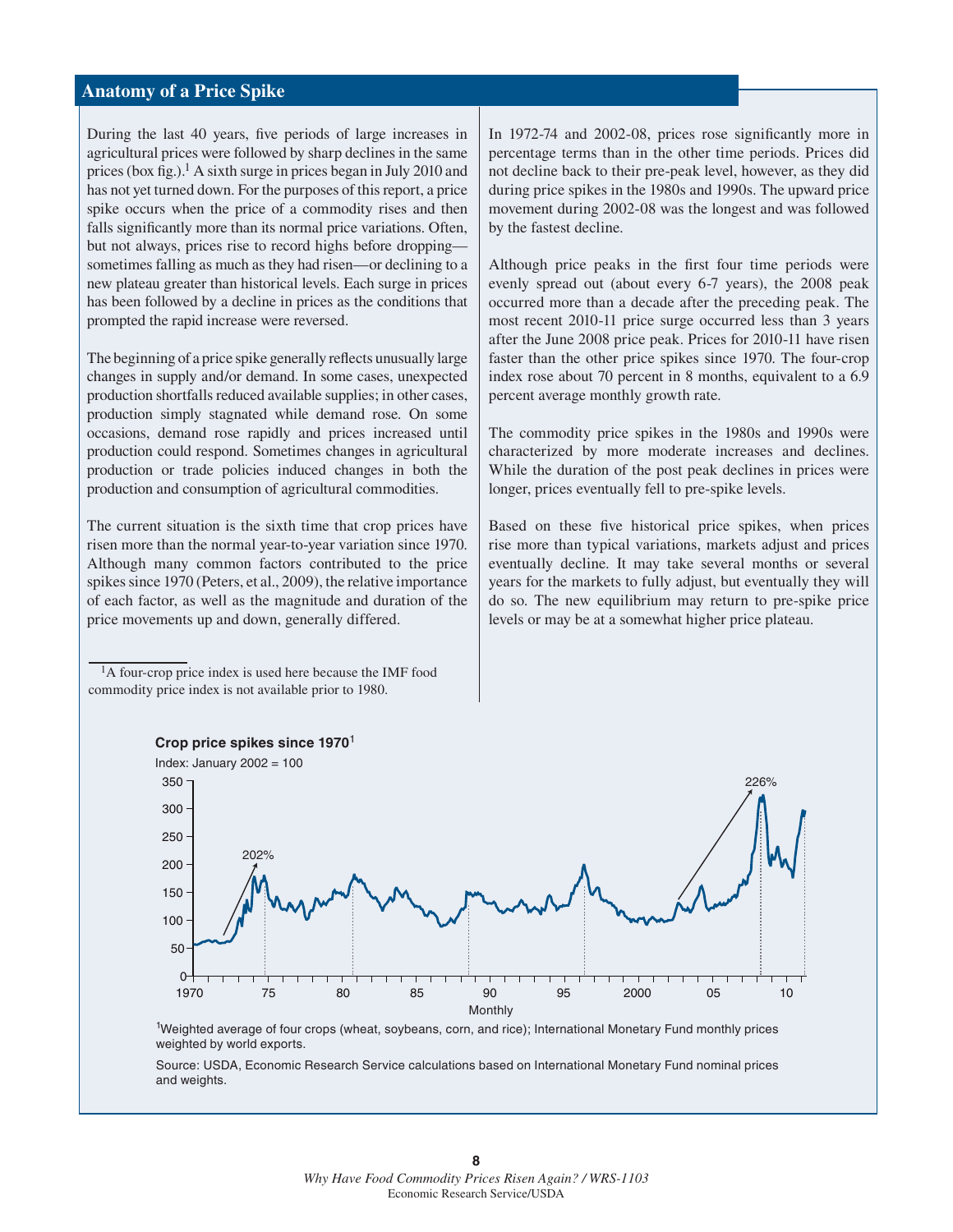## Anatomy of a Price Spike

During the last 40 years, five periods of large increases in agricultural prices were followed by sharp declines in the same prices (box fig.).[1] A sixth surge in prices began in July 2010 and has not yet turned down. For the purposes of this report, a price spike occurs when the price of a commodity rises and then falls significantly more than its normal price variations. Often, but not always, prices rise to record highs before dropping—sometimes falling as much as they had risen—or declining to a new plateau greater than historical levels. Each surge in prices has been followed by a decline in prices as the conditions that prompted the rapid increase were reversed.

The beginning of a price spike generally reflects unusually large changes in supply and/or demand. In some cases, unexpected production shortfalls reduced available supplies; in other cases, production simply stagnated while demand rose. On some occasions, demand rose rapidly and prices increased until production could respond. Sometimes changes in agricultural production or trade policies induced changes in both the production and consumption of agricultural commodities.

The current situation is the sixth time that crop prices have risen more than the normal year-to-year variation since 1970. Although many common factors contributed to the price spikes since 1970 (Peters, et al., 2009), the relative importance of each factor, as well as the magnitude and duration of the price movements up and down, generally differed.

[1]A four-crop price index is used here because the IMF food commodity price index is not available prior to 1980.

In 1972-74 and 2002-08, prices rose significantly more in percentage terms than in the other time periods. Prices did not decline back to their pre-peak level, however, as they did during price spikes in the 1980s and 1990s. The upward price movement during 2002-08 was the longest and was followed by the fastest decline.

Although price peaks in the first four time periods were evenly spread out (about every 6-7 years), the 2008 peak occurred more than a decade after the preceding peak. The most recent 2010-11 price surge occurred less than 3 years after the June 2008 price peak. Prices for 2010-11 have risen faster than the other price spikes since 1970. The four-crop index rose about 70 percent in 8 months, equivalent to a 6.9 percent average monthly growth rate.

The commodity price spikes in the 1980s and 1990s were characterized by more moderate increases and declines. While the duration of the post peak declines in prices were longer, prices eventually fell to pre-spike levels.

Based on these five historical price spikes, when prices rise more than typical variations, markets adjust and prices eventually decline. It may take several months or several years for the markets to fully adjust, but eventually they will do so. The new equilibrium may return to pre-spike price levels or may be at a somewhat higher price plateau.

**Crop price spikes since 1970**[1]

Index: January 2002 = 100

[1]Weighted average of four crops (wheat, soybeans, corn, and rice); International Monetary Fund monthly prices weighted by world exports.

Source: USDA, Economic Research Service calculations based on International Monetary Fund nominal prices and weights.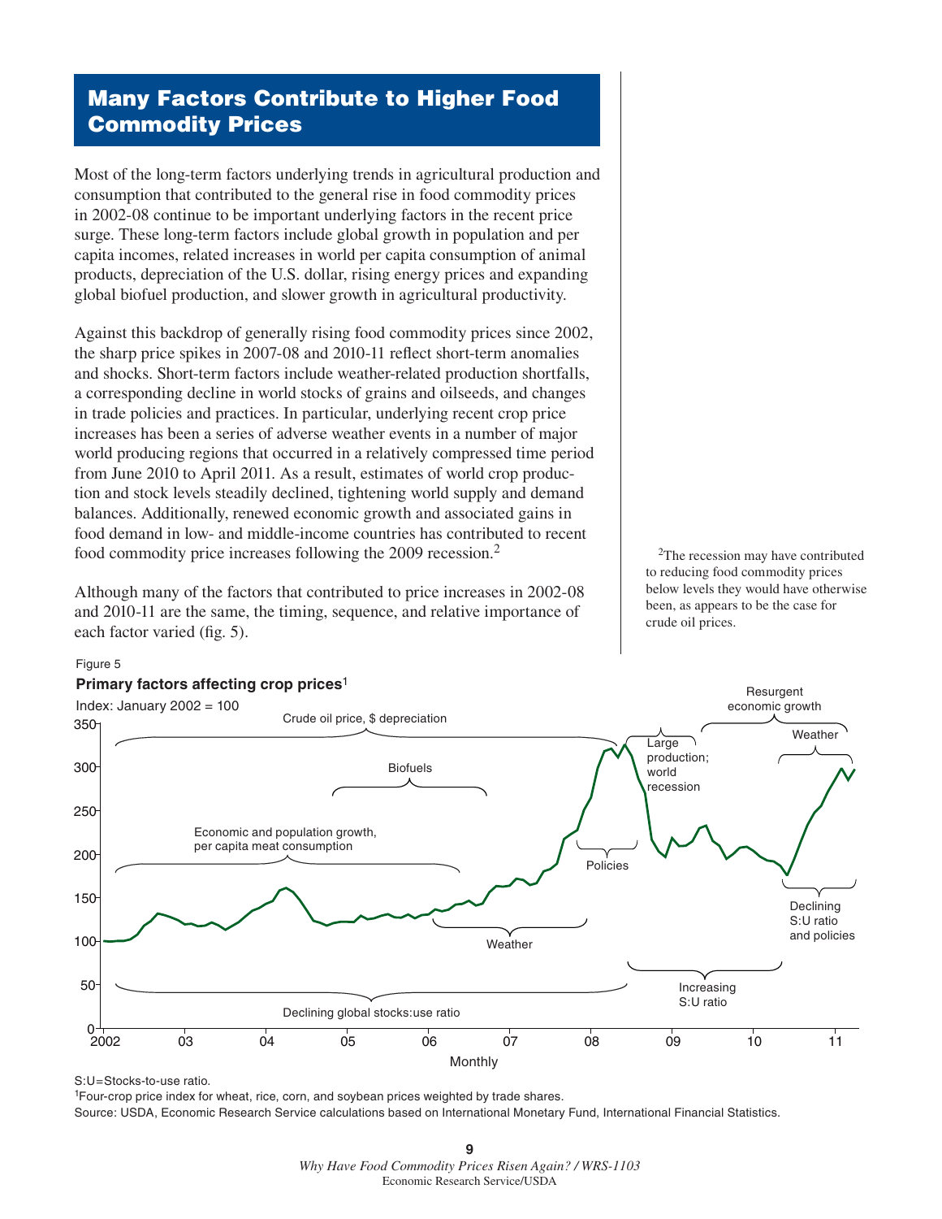## Many Factors Contribute to Higher Food Commodity Prices

Most of the long-term factors underlying trends in agricultural production and consumption that contributed to the general rise in food commodity prices in 2002-08 continue to be important underlying factors in the recent price surge. These long-term factors include global growth in population and per capita incomes, related increases in world per capita consumption of animal products, depreciation of the U.S. dollar, rising energy prices and expanding global biofuel production, and slower growth in agricultural productivity.

Against this backdrop of generally rising food commodity prices since 2002, the sharp price spikes in 2007-08 and 2010-11 reflect short-term anomalies and shocks. Short-term factors include weather-related production shortfalls, a corresponding decline in world stocks of grains and oilseeds, and changes in trade policies and practices. In particular, underlying recent crop price increases has been a series of adverse weather events in a number of major world producing regions that occurred in a relatively compressed time period from June 2010 to April 2011. As a result, estimates of world crop production and stock levels steadily declined, tightening world supply and demand balances. Additionally, renewed economic growth and associated gains in food demand in low- and middle-income countries has contributed to recent food commodity price increases following the 2009 recession.[2]

Although many of the factors that contributed to price increases in 2002-08 and 2010-11 are the same, the timing, sequence, and relative importance of each factor varied (fig. 5).

[2]The recession may have contributed to reducing food commodity prices below levels they would have otherwise been, as appears to be the case for crude oil prices.

Figure 5

**Primary factors affecting crop prices**[1]

Index: January 2002 = 100

S:U=Stocks-to-use ratio.

[1]Four-crop price index for wheat, rice, corn, and soybean prices weighted by trade shares.

Source: USDA, Economic Research Service calculations based on International Monetary Fund, International Financial Statistics.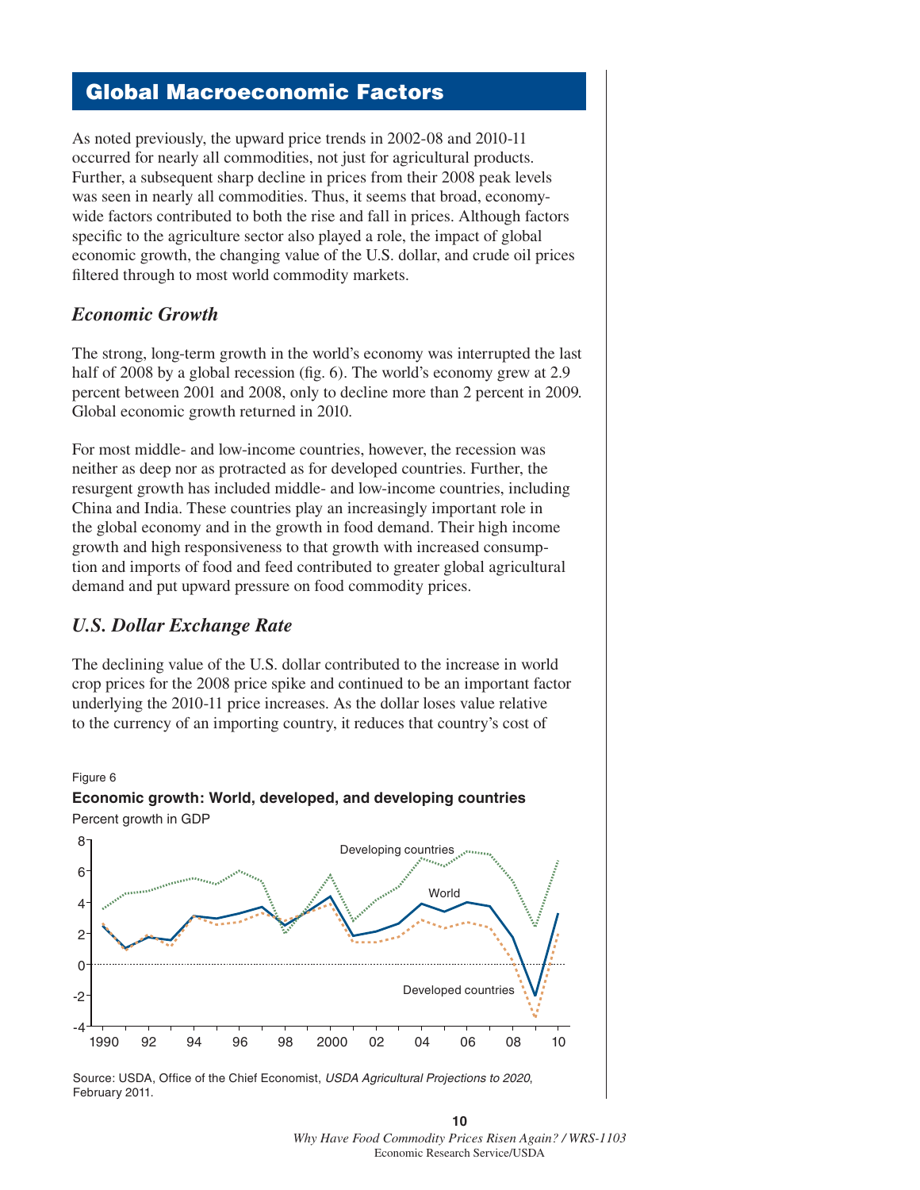## Global Macroeconomic Factors

As noted previously, the upward price trends in 2002-08 and 2010-11 occurred for nearly all commodities, not just for agricultural products. Further, a subsequent sharp decline in prices from their 2008 peak levels was seen in nearly all commodities. Thus, it seems that broad, economy-wide factors contributed to both the rise and fall in prices. Although factors specific to the agriculture sector also played a role, the impact of global economic growth, the changing value of the U.S. dollar, and crude oil prices filtered through to most world commodity markets.

### *Economic Growth*

The strong, long-term growth in the world's economy was interrupted the last half of 2008 by a global recession (fig. 6). The world's economy grew at 2.9 percent between 2001 and 2008, only to decline more than 2 percent in 2009. Global economic growth returned in 2010.

For most middle- and low-income countries, however, the recession was neither as deep nor as protracted as for developed countries. Further, the resurgent growth has included middle- and low-income countries, including China and India. These countries play an increasingly important role in the global economy and in the growth in food demand. Their high income growth and high responsiveness to that growth with increased consumption and imports of food and feed contributed to greater global agricultural demand and put upward pressure on food commodity prices.

### *U.S. Dollar Exchange Rate*

The declining value of the U.S. dollar contributed to the increase in world crop prices for the 2008 price spike and continued to be an important factor underlying the 2010-11 price increases. As the dollar loses value relative to the currency of an importing country, it reduces that country's cost of

Figure 6

**Economic growth: World, developed, and developing countries**

Percent growth in GDP

Source: USDA, Office of the Chief Economist, *USDA Agricultural Projections to 2020*, February 2011.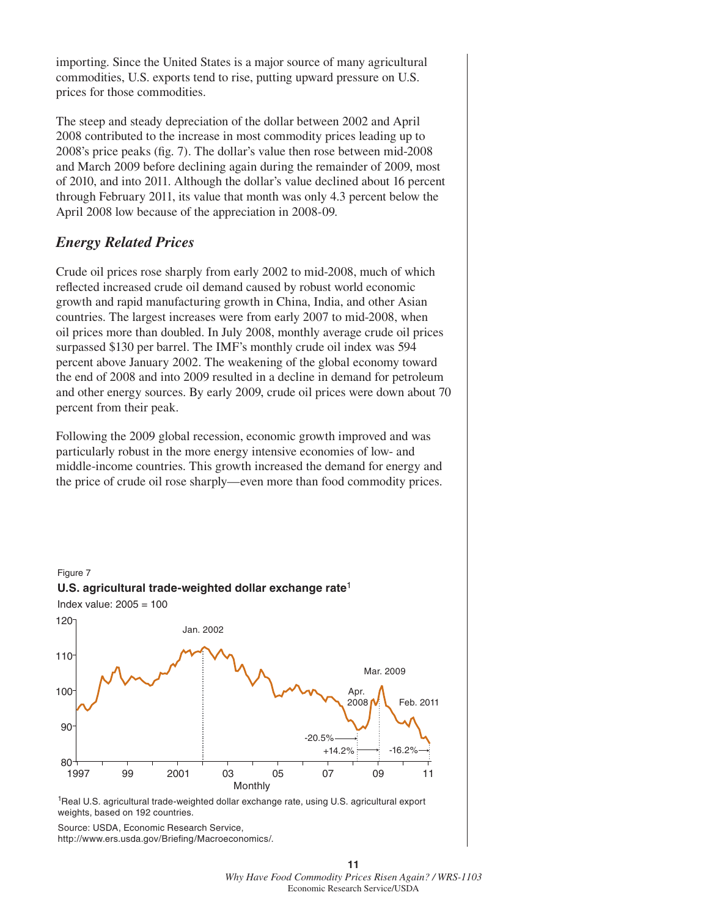importing. Since the United States is a major source of many agricultural commodities, U.S. exports tend to rise, putting upward pressure on U.S. prices for those commodities.

The steep and steady depreciation of the dollar between 2002 and April 2008 contributed to the increase in most commodity prices leading up to 2008's price peaks (fig. 7). The dollar's value then rose between mid-2008 and March 2009 before declining again during the remainder of 2009, most of 2010, and into 2011. Although the dollar's value declined about 16 percent through February 2011, its value that month was only 4.3 percent below the April 2008 low because of the appreciation in 2008-09.

## *Energy Related Prices*

Crude oil prices rose sharply from early 2002 to mid-2008, much of which reflected increased crude oil demand caused by robust world economic growth and rapid manufacturing growth in China, India, and other Asian countries. The largest increases were from early 2007 to mid-2008, when oil prices more than doubled. In July 2008, monthly average crude oil prices surpassed $130 per barrel. The IMF's monthly crude oil index was 594 percent above January 2002. The weakening of the global economy toward the end of 2008 and into 2009 resulted in a decline in demand for petroleum and other energy sources. By early 2009, crude oil prices were down about 70 percent from their peak.

Following the 2009 global recession, economic growth improved and was particularly robust in the more energy intensive economies of low- and middle-income countries. This growth increased the demand for energy and the price of crude oil rose sharply—even more than food commodity prices.

Figure 7

**U.S. agricultural trade-weighted dollar exchange rate**[1]

Index value: 2005 = 100

[1]Real U.S. agricultural trade-weighted dollar exchange rate, using U.S. agricultural export weights, based on 192 countries.

Source: USDA, Economic Research Service, http://www.ers.usda.gov/Briefing/Macroeconomics/.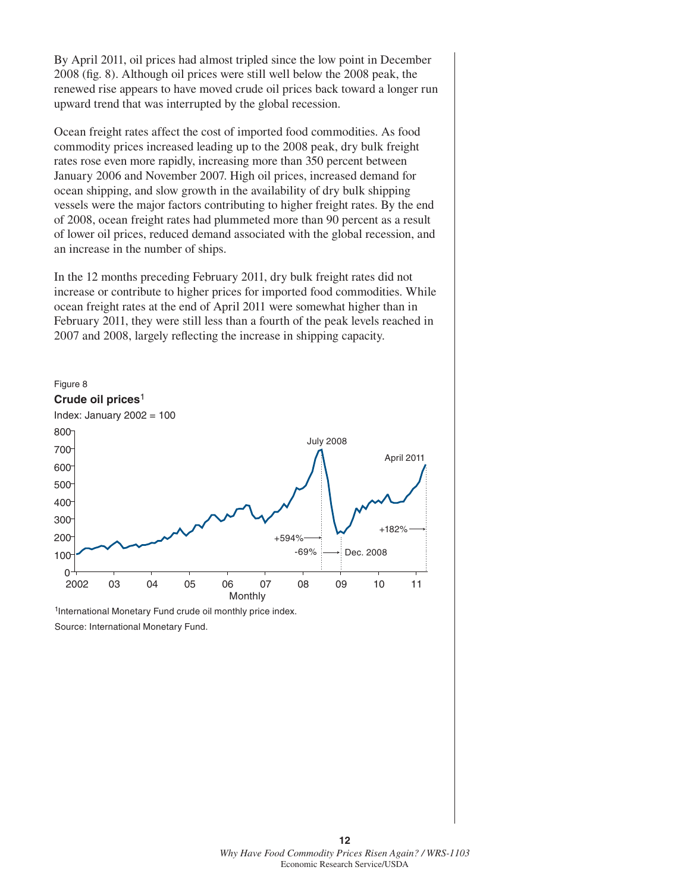By April 2011, oil prices had almost tripled since the low point in December 2008 (fig. 8). Although oil prices were still well below the 2008 peak, the renewed rise appears to have moved crude oil prices back toward a longer run upward trend that was interrupted by the global recession.

Ocean freight rates affect the cost of imported food commodities. As food commodity prices increased leading up to the 2008 peak, dry bulk freight rates rose even more rapidly, increasing more than 350 percent between January 2006 and November 2007. High oil prices, increased demand for ocean shipping, and slow growth in the availability of dry bulk shipping vessels were the major factors contributing to higher freight rates. By the end of 2008, ocean freight rates had plummeted more than 90 percent as a result of lower oil prices, reduced demand associated with the global recession, and an increase in the number of ships.

In the 12 months preceding February 2011, dry bulk freight rates did not increase or contribute to higher prices for imported food commodities. While ocean freight rates at the end of April 2011 were somewhat higher than in February 2011, they were still less than a fourth of the peak levels reached in 2007 and 2008, largely reflecting the increase in shipping capacity.

Figure 8

**Crude oil prices**[1]

Index: January 2002 = 100

[1]International Monetary Fund crude oil monthly price index.

Source: International Monetary Fund.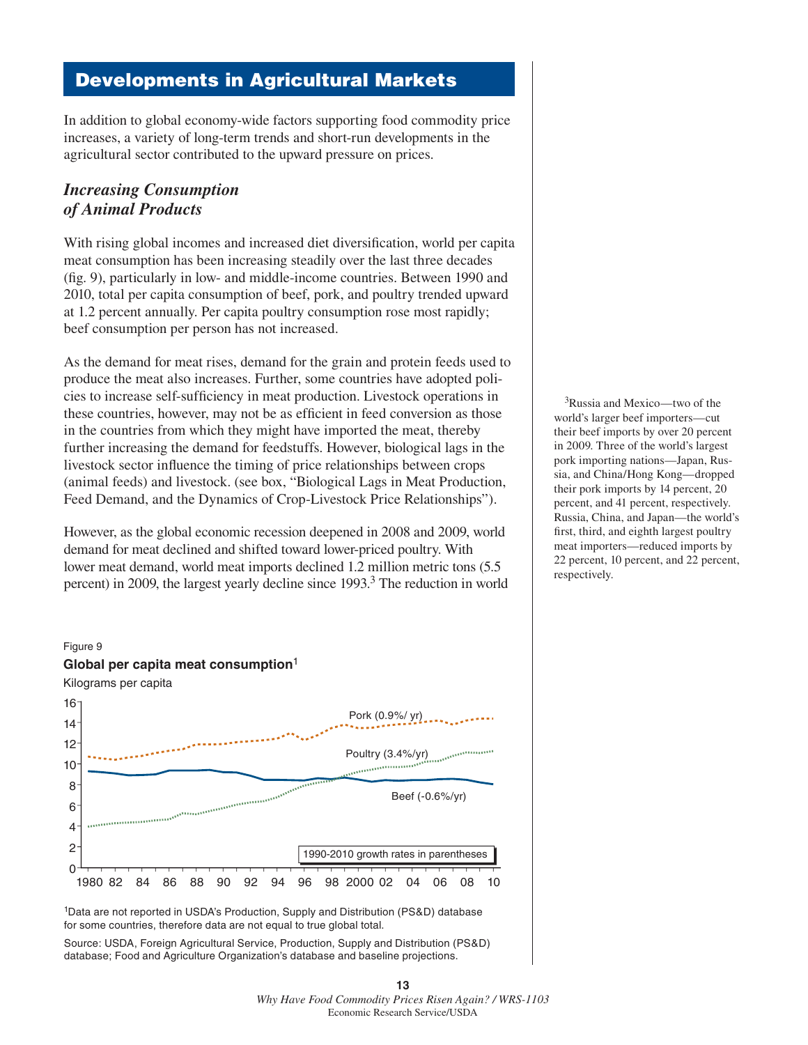# Developments in Agricultural Markets

In addition to global economy-wide factors supporting food commodity price increases, a variety of long-term trends and short-run developments in the agricultural sector contributed to the upward pressure on prices.

## *Increasing Consumption of Animal Products*

With rising global incomes and increased diet diversification, world per capita meat consumption has been increasing steadily over the last three decades (fig. 9), particularly in low- and middle-income countries. Between 1990 and 2010, total per capita consumption of beef, pork, and poultry trended upward at 1.2 percent annually. Per capita poultry consumption rose most rapidly; beef consumption per person has not increased.

As the demand for meat rises, demand for the grain and protein feeds used to produce the meat also increases. Further, some countries have adopted policies to increase self-sufficiency in meat production. Livestock operations in these countries, however, may not be as efficient in feed conversion as those in the countries from which they might have imported the meat, thereby further increasing the demand for feedstuffs. However, biological lags in the livestock sector influence the timing of price relationships between crops (animal feeds) and livestock. (see box, "Biological Lags in Meat Production, Feed Demand, and the Dynamics of Crop-Livestock Price Relationships").

However, as the global economic recession deepened in 2008 and 2009, world demand for meat declined and shifted toward lower-priced poultry. With lower meat demand, world meat imports declined 1.2 million metric tons (5.5 percent) in 2009, the largest yearly decline since 1993.[3] The reduction in world

Figure 9

**Global per capita meat consumption**[1]

Kilograms per capita

Pork (0.9%/ yr)

Poultry (3.4%/yr)

Beef (-0.6%/yr)

1990-2010 growth rates in parentheses

[1]Data are not reported in USDA's Production, Supply and Distribution (PS&D) database for some countries, therefore data are not equal to true global total.

Source: USDA, Foreign Agricultural Service, Production, Supply and Distribution (PS&D) database; Food and Agriculture Organization's database and baseline projections.

[3]Russia and Mexico—two of the world's larger beef importers—cut their beef imports by over 20 percent in 2009. Three of the world's largest pork importing nations—Japan, Russia, and China/Hong Kong—dropped their pork imports by 14 percent, 20 percent, and 41 percent, respectively. Russia, China, and Japan—the world's first, third, and eighth largest poultry meat importers—reduced imports by 22 percent, 10 percent, and 22 percent, respectively.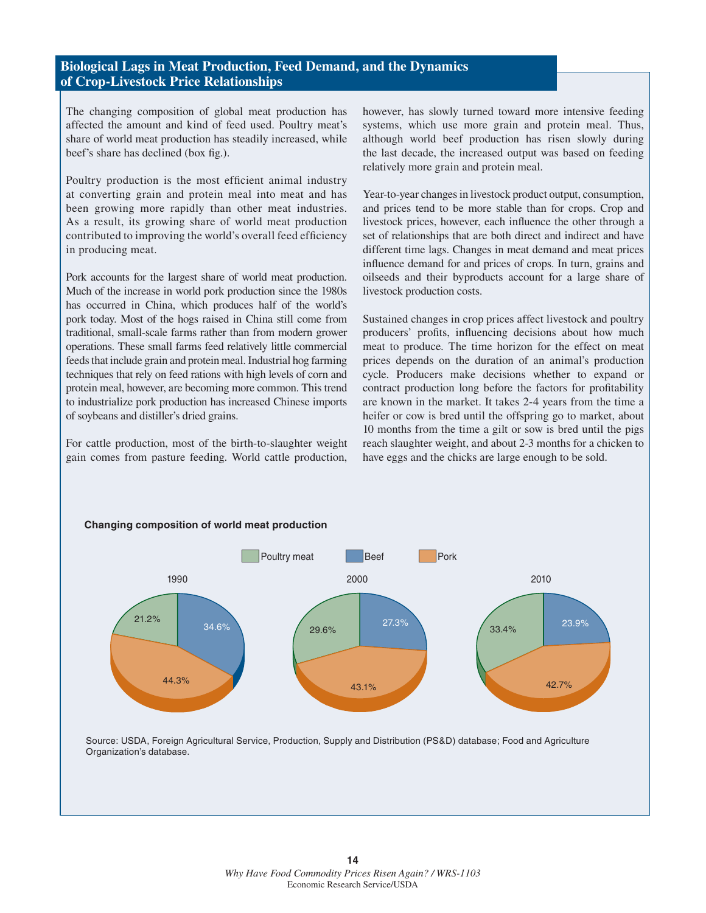## Biological Lags in Meat Production, Feed Demand, and the Dynamics of Crop-Livestock Price Relationships

The changing composition of global meat production has affected the amount and kind of feed used. Poultry meat's share of world meat production has steadily increased, while beef's share has declined (box fig.).

Poultry production is the most efficient animal industry at converting grain and protein meal into meat and has been growing more rapidly than other meat industries. As a result, its growing share of world meat production contributed to improving the world's overall feed efficiency in producing meat.

Pork accounts for the largest share of world meat production. Much of the increase in world pork production since the 1980s has occurred in China, which produces half of the world's pork today. Most of the hogs raised in China still come from traditional, small-scale farms rather than from modern grower operations. These small farms feed relatively little commercial feeds that include grain and protein meal. Industrial hog farming techniques that rely on feed rations with high levels of corn and protein meal, however, are becoming more common. This trend to industrialize pork production has increased Chinese imports of soybeans and distiller's dried grains.

For cattle production, most of the birth-to-slaughter weight gain comes from pasture feeding. World cattle production, however, has slowly turned toward more intensive feeding systems, which use more grain and protein meal. Thus, although world beef production has risen slowly during the last decade, the increased output was based on feeding relatively more grain and protein meal.

Year-to-year changes in livestock product output, consumption, and prices tend to be more stable than for crops. Crop and livestock prices, however, each influence the other through a set of relationships that are both direct and indirect and have different time lags. Changes in meat demand and meat prices influence demand for and prices of crops. In turn, grains and oilseeds and their byproducts account for a large share of livestock production costs.

Sustained changes in crop prices affect livestock and poultry producers' profits, influencing decisions about how much meat to produce. The time horizon for the effect on meat prices depends on the duration of an animal's production cycle. Producers make decisions whether to expand or contract production long before the factors for profitability are known in the market. It takes 2-4 years from the time a heifer or cow is bred until the offspring go to market, about 10 months from the time a gilt or sow is bred until the pigs reach slaughter weight, and about 2-3 months for a chicken to have eggs and the chicks are large enough to be sold.

**Changing composition of world meat production**

| | 1990 | 2000 | 2010 |
|---|---|---|---|
| Poultry meat | 21.2% | 29.6% | 33.4% |
| Beef | 34.6% | 27.3% | 23.9% |
| Pork | 44.3% | 43.1% | 42.7% |

Source: USDA, Foreign Agricultural Service, Production, Supply and Distribution (PS&D) database; Food and Agriculture Organization's database.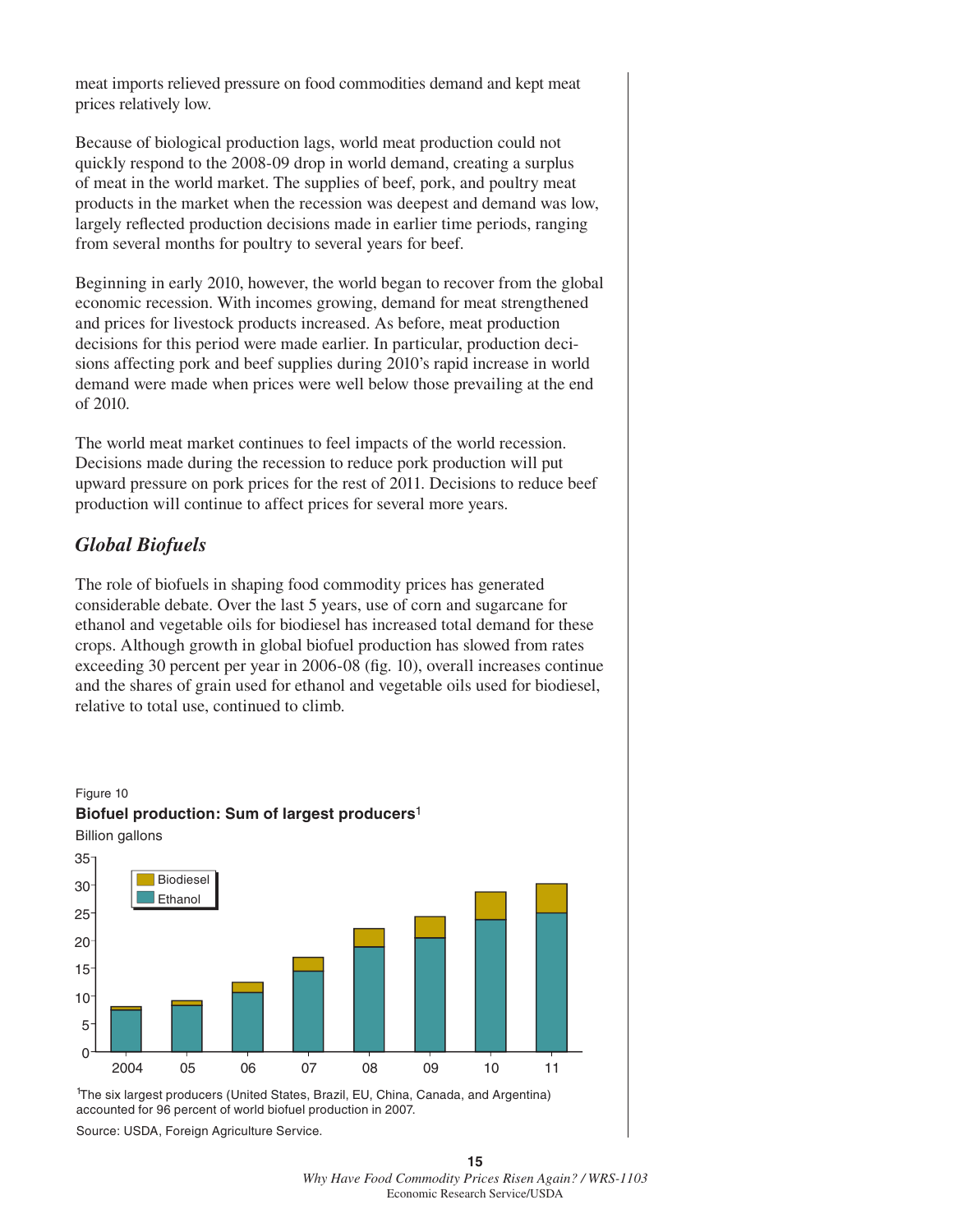meat imports relieved pressure on food commodities demand and kept meat prices relatively low.

Because of biological production lags, world meat production could not quickly respond to the 2008-09 drop in world demand, creating a surplus of meat in the world market. The supplies of beef, pork, and poultry meat products in the market when the recession was deepest and demand was low, largely reflected production decisions made in earlier time periods, ranging from several months for poultry to several years for beef.

Beginning in early 2010, however, the world began to recover from the global economic recession. With incomes growing, demand for meat strengthened and prices for livestock products increased. As before, meat production decisions for this period were made earlier. In particular, production decisions affecting pork and beef supplies during 2010's rapid increase in world demand were made when prices were well below those prevailing at the end of 2010.

The world meat market continues to feel impacts of the world recession. Decisions made during the recession to reduce pork production will put upward pressure on pork prices for the rest of 2011. Decisions to reduce beef production will continue to affect prices for several more years.

## *Global Biofuels*

The role of biofuels in shaping food commodity prices has generated considerable debate. Over the last 5 years, use of corn and sugarcane for ethanol and vegetable oils for biodiesel has increased total demand for these crops. Although growth in global biofuel production has slowed from rates exceeding 30 percent per year in 2006-08 (fig. 10), overall increases continue and the shares of grain used for ethanol and vegetable oils used for biodiesel, relative to total use, continued to climb.

Figure 10

**Biofuel production: Sum of largest producers**[1]

Billion gallons

[1]The six largest producers (United States, Brazil, EU, China, Canada, and Argentina) accounted for 96 percent of world biofuel production in 2007.

Source: USDA, Foreign Agriculture Service.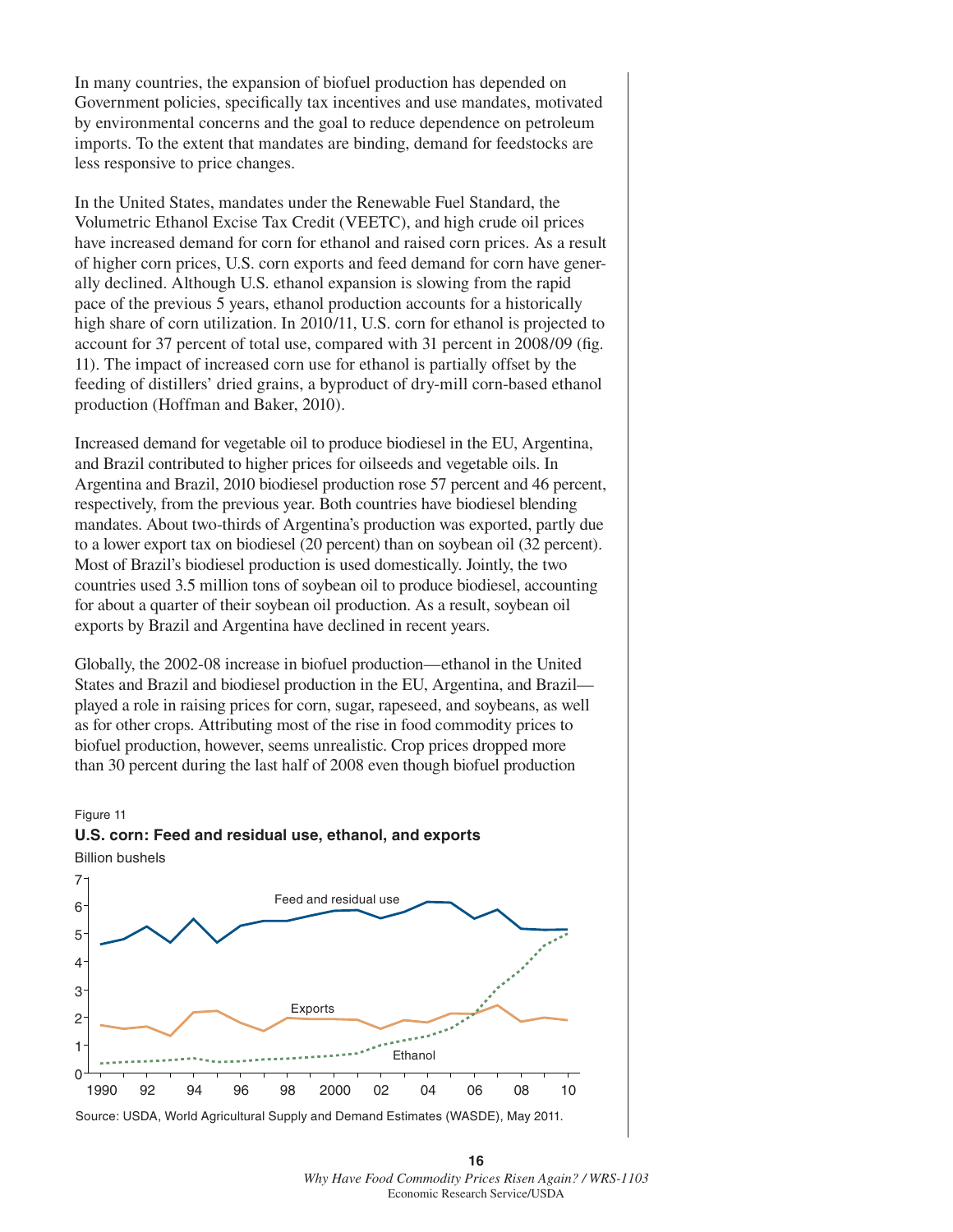In many countries, the expansion of biofuel production has depended on Government policies, specifically tax incentives and use mandates, motivated by environmental concerns and the goal to reduce dependence on petroleum imports. To the extent that mandates are binding, demand for feedstocks are less responsive to price changes.

In the United States, mandates under the Renewable Fuel Standard, the Volumetric Ethanol Excise Tax Credit (VEETC), and high crude oil prices have increased demand for corn for ethanol and raised corn prices. As a result of higher corn prices, U.S. corn exports and feed demand for corn have generally declined. Although U.S. ethanol expansion is slowing from the rapid pace of the previous 5 years, ethanol production accounts for a historically high share of corn utilization. In 2010/11, U.S. corn for ethanol is projected to account for 37 percent of total use, compared with 31 percent in 2008/09 (fig. 11). The impact of increased corn use for ethanol is partially offset by the feeding of distillers' dried grains, a byproduct of dry-mill corn-based ethanol production (Hoffman and Baker, 2010).

Increased demand for vegetable oil to produce biodiesel in the EU, Argentina, and Brazil contributed to higher prices for oilseeds and vegetable oils. In Argentina and Brazil, 2010 biodiesel production rose 57 percent and 46 percent, respectively, from the previous year. Both countries have biodiesel blending mandates. About two-thirds of Argentina's production was exported, partly due to a lower export tax on biodiesel (20 percent) than on soybean oil (32 percent). Most of Brazil's biodiesel production is used domestically. Jointly, the two countries used 3.5 million tons of soybean oil to produce biodiesel, accounting for about a quarter of their soybean oil production. As a result, soybean oil exports by Brazil and Argentina have declined in recent years.

Globally, the 2002-08 increase in biofuel production—ethanol in the United States and Brazil and biodiesel production in the EU, Argentina, and Brazil—played a role in raising prices for corn, sugar, rapeseed, and soybeans, as well as for other crops. Attributing most of the rise in food commodity prices to biofuel production, however, seems unrealistic. Crop prices dropped more than 30 percent during the last half of 2008 even though biofuel production

Figure 11

**U.S. corn: Feed and residual use, ethanol, and exports**

Source: USDA, World Agricultural Supply and Demand Estimates (WASDE), May 2011.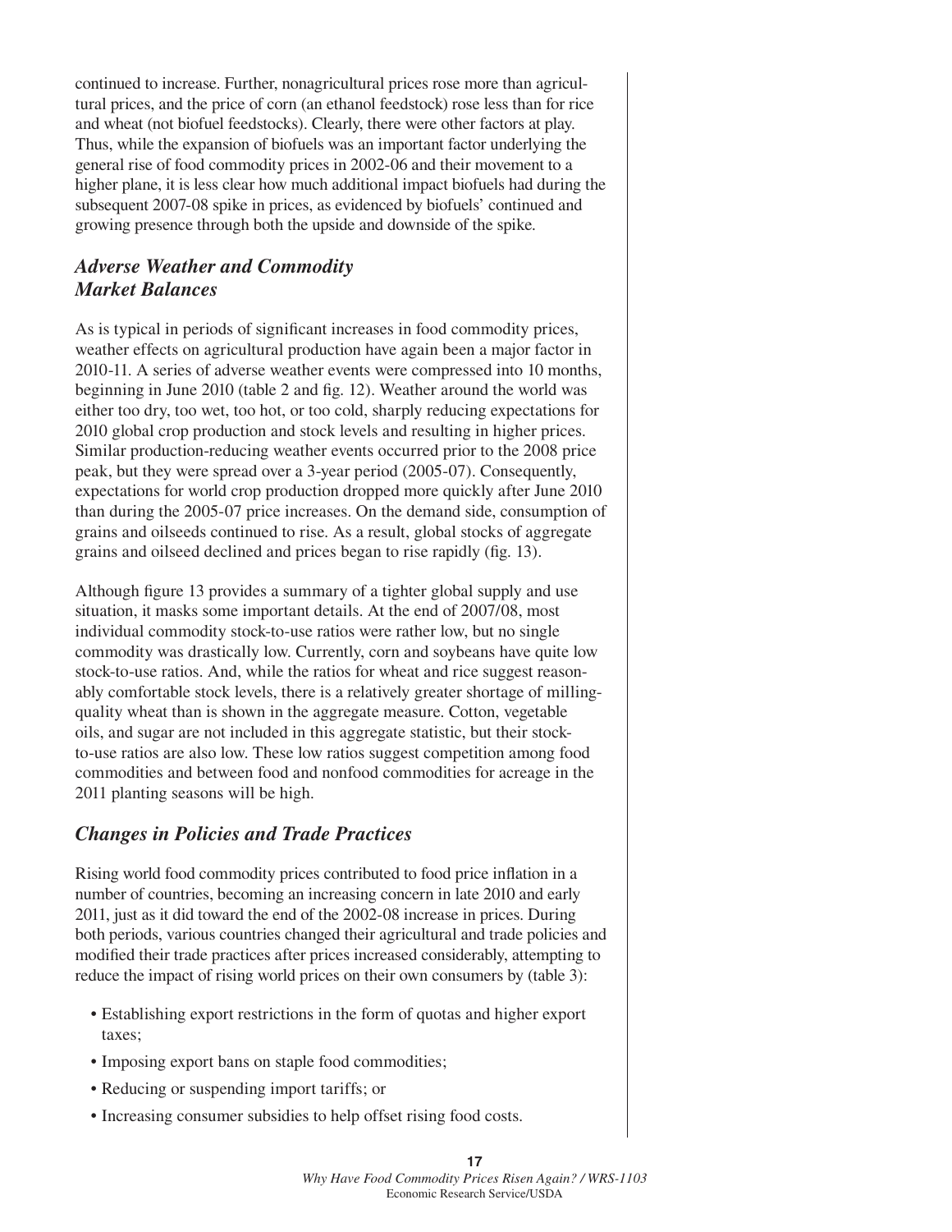continued to increase. Further, nonagricultural prices rose more than agricultural prices, and the price of corn (an ethanol feedstock) rose less than for rice and wheat (not biofuel feedstocks). Clearly, there were other factors at play. Thus, while the expansion of biofuels was an important factor underlying the general rise of food commodity prices in 2002-06 and their movement to a higher plane, it is less clear how much additional impact biofuels had during the subsequent 2007-08 spike in prices, as evidenced by biofuels' continued and growing presence through both the upside and downside of the spike.

### *Adverse Weather and Commodity Market Balances*

As is typical in periods of significant increases in food commodity prices, weather effects on agricultural production have again been a major factor in 2010-11. A series of adverse weather events were compressed into 10 months, beginning in June 2010 (table 2 and fig. 12). Weather around the world was either too dry, too wet, too hot, or too cold, sharply reducing expectations for 2010 global crop production and stock levels and resulting in higher prices. Similar production-reducing weather events occurred prior to the 2008 price peak, but they were spread over a 3-year period (2005-07). Consequently, expectations for world crop production dropped more quickly after June 2010 than during the 2005-07 price increases. On the demand side, consumption of grains and oilseeds continued to rise. As a result, global stocks of aggregate grains and oilseed declined and prices began to rise rapidly (fig. 13).

Although figure 13 provides a summary of a tighter global supply and use situation, it masks some important details. At the end of 2007/08, most individual commodity stock-to-use ratios were rather low, but no single commodity was drastically low. Currently, corn and soybeans have quite low stock-to-use ratios. And, while the ratios for wheat and rice suggest reasonably comfortable stock levels, there is a relatively greater shortage of milling-quality wheat than is shown in the aggregate measure. Cotton, vegetable oils, and sugar are not included in this aggregate statistic, but their stock-to-use ratios are also low. These low ratios suggest competition among food commodities and between food and nonfood commodities for acreage in the 2011 planting seasons will be high.

### *Changes in Policies and Trade Practices*

Rising world food commodity prices contributed to food price inflation in a number of countries, becoming an increasing concern in late 2010 and early 2011, just as it did toward the end of the 2002-08 increase in prices. During both periods, various countries changed their agricultural and trade policies and modified their trade practices after prices increased considerably, attempting to reduce the impact of rising world prices on their own consumers by (table 3):

- Establishing export restrictions in the form of quotas and higher export taxes;
- Imposing export bans on staple food commodities;
- Reducing or suspending import tariffs; or
- Increasing consumer subsidies to help offset rising food costs.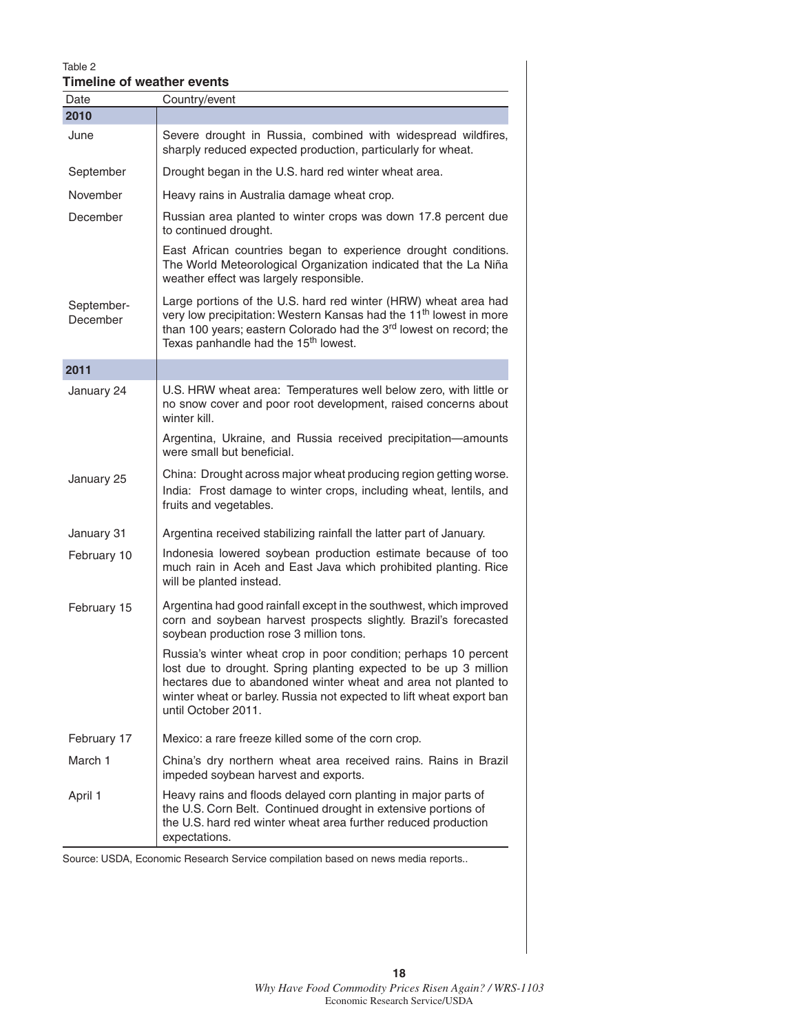Table 2

**Timeline of weather events**

| Date | Country/event |
|---|---|
| **2010** | |
| June | Severe drought in Russia, combined with widespread wildfires, sharply reduced expected production, particularly for wheat. |
| September | Drought began in the U.S. hard red winter wheat area. |
| November | Heavy rains in Australia damage wheat crop. |
| December | Russian area planted to winter crops was down 17.8 percent due to continued drought. |
| | East African countries began to experience drought conditions. The World Meteorological Organization indicated that the La Niña weather effect was largely responsible. |
| September-December | Large portions of the U.S. hard red winter (HRW) wheat area had very low precipitation: Western Kansas had the 11th lowest in more than 100 years; eastern Colorado had the 3rd lowest on record; the Texas panhandle had the 15th lowest. |
| **2011** | |
| January 24 | U.S. HRW wheat area: Temperatures well below zero, with little or no snow cover and poor root development, raised concerns about winter kill. |
| | Argentina, Ukraine, and Russia received precipitation—amounts were small but beneficial. |
| January 25 | China: Drought across major wheat producing region getting worse. India: Frost damage to winter crops, including wheat, lentils, and fruits and vegetables. |
| January 31 | Argentina received stabilizing rainfall the latter part of January. |
| February 10 | Indonesia lowered soybean production estimate because of too much rain in Aceh and East Java which prohibited planting. Rice will be planted instead. |
| February 15 | Argentina had good rainfall except in the southwest, which improved corn and soybean harvest prospects slightly. Brazil's forecasted soybean production rose 3 million tons. |
| | Russia's winter wheat crop in poor condition; perhaps 10 percent lost due to drought. Spring planting expected to be up 3 million hectares due to abandoned winter wheat and area not planted to winter wheat or barley. Russia not expected to lift wheat export ban until October 2011. |
| February 17 | Mexico: a rare freeze killed some of the corn crop. |
| March 1 | China's dry northern wheat area received rains. Rains in Brazil impeded soybean harvest and exports. |
| April 1 | Heavy rains and floods delayed corn planting in major parts of the U.S. Corn Belt. Continued drought in extensive portions of the U.S. hard red winter wheat area further reduced production expectations. |

Source: USDA, Economic Research Service compilation based on news media reports..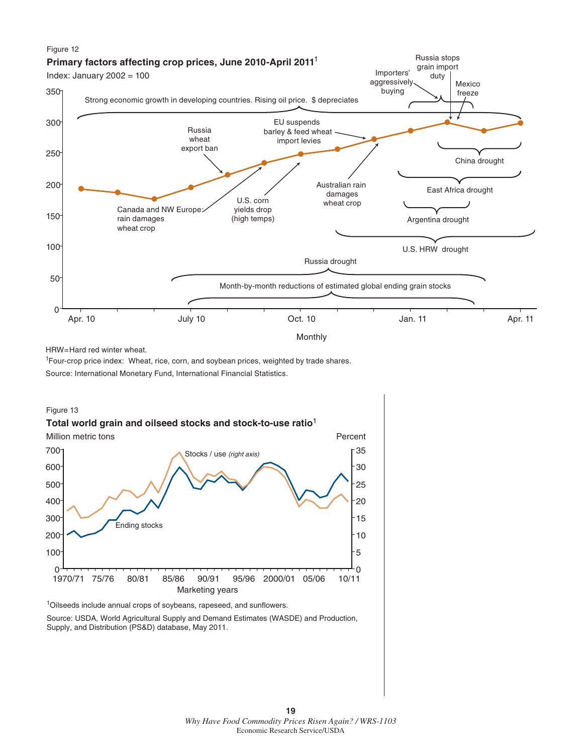Figure 12

**Primary factors affecting crop prices, June 2010-April 2011**[1]

Index: January 2002 = 100

Strong economic growth in developing countries. Rising oil price. $ depreciates

Russia wheat export ban

EU suspends barley & feed wheat import levies

Importers' aggressively buying

Russia stops grain import duty

Mexico freeze

Canada and NW Europe: rain damages wheat crop

U.S. corn yields drop (high temps)

Australian rain damages wheat crop

China drought

East Africa drought

Argentina drought

U.S. HRW drought

Russia drought

Month-by-month reductions of estimated global ending grain stocks

Apr. 10 | July 10 | Oct. 10 | Jan. 11 | Apr. 11

Monthly

HRW=Hard red winter wheat.

[1]Four-crop price index: Wheat, rice, corn, and soybean prices, weighted by trade shares.

Source: International Monetary Fund, International Financial Statistics.

Figure 13

**Total world grain and oilseed stocks and stock-to-use ratio**[1]

Million metric tons | Percent

Stocks / use *(right axis)*

Ending stocks

1970/71 | 75/76 | 80/81 | 85/86 | 90/91 | 95/96 | 2000/01 | 05/06 | 10/11

Marketing years

[1]Oilseeds include annual crops of soybeans, rapeseed, and sunflowers.

Source: USDA, World Agricultural Supply and Demand Estimates (WASDE) and Production, Supply, and Distribution (PS&D) database, May 2011.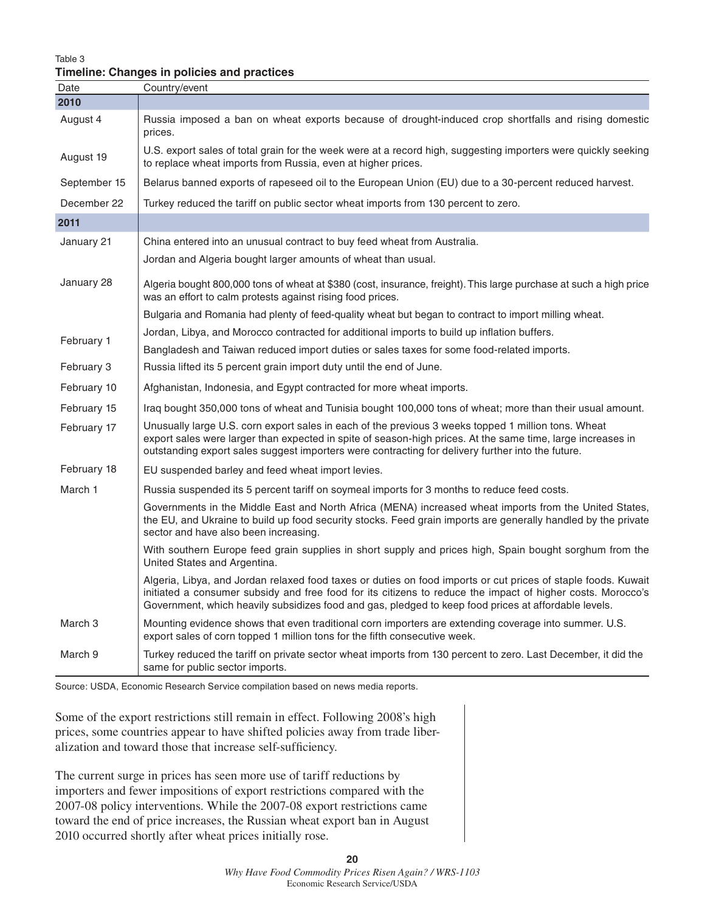Table 3

**Timeline: Changes in policies and practices**

| Date | Country/event |
|---|---|
| **2010** | |
| August 4 | Russia imposed a ban on wheat exports because of drought-induced crop shortfalls and rising domestic prices. |
| August 19 | U.S. export sales of total grain for the week were at a record high, suggesting importers were quickly seeking to replace wheat imports from Russia, even at higher prices. |
| September 15 | Belarus banned exports of rapeseed oil to the European Union (EU) due to a 30-percent reduced harvest. |
| December 22 | Turkey reduced the tariff on public sector wheat imports from 130 percent to zero. |
| **2011** | |
| January 21 | China entered into an unusual contract to buy feed wheat from Australia. |
| | Jordan and Algeria bought larger amounts of wheat than usual. |
| January 28 | Algeria bought 800,000 tons of wheat at $380 (cost, insurance, freight). This large purchase at such a high price was an effort to calm protests against rising food prices. |
| | Bulgaria and Romania had plenty of feed-quality wheat but began to contract to import milling wheat. |
| February 1 | Jordan, Libya, and Morocco contracted for additional imports to build up inflation buffers. |
| | Bangladesh and Taiwan reduced import duties or sales taxes for some food-related imports. |
| February 3 | Russia lifted its 5 percent grain import duty until the end of June. |
| February 10 | Afghanistan, Indonesia, and Egypt contracted for more wheat imports. |
| February 15 | Iraq bought 350,000 tons of wheat and Tunisia bought 100,000 tons of wheat; more than their usual amount. |
| February 17 | Unusually large U.S. corn export sales in each of the previous 3 weeks topped 1 million tons. Wheat export sales were larger than expected in spite of season-high prices. At the same time, large increases in outstanding export sales suggest importers were contracting for delivery further into the future. |
| February 18 | EU suspended barley and feed wheat import levies. |
| March 1 | Russia suspended its 5 percent tariff on soymeal imports for 3 months to reduce feed costs. |
| | Governments in the Middle East and North Africa (MENA) increased wheat imports from the United States, the EU, and Ukraine to build up food security stocks. Feed grain imports are generally handled by the private sector and have also been increasing. |
| | With southern Europe feed grain supplies in short supply and prices high, Spain bought sorghum from the United States and Argentina. |
| | Algeria, Libya, and Jordan relaxed food taxes or duties on food imports or cut prices of staple foods. Kuwait initiated a consumer subsidy and free food for its citizens to reduce the impact of higher costs. Morocco's Government, which heavily subsidizes food and gas, pledged to keep food prices at affordable levels. |
| March 3 | Mounting evidence shows that even traditional corn importers are extending coverage into summer. U.S. export sales of corn topped 1 million tons for the fifth consecutive week. |
| March 9 | Turkey reduced the tariff on private sector wheat imports from 130 percent to zero. Last December, it did the same for public sector imports. |

Source: USDA, Economic Research Service compilation based on news media reports.

Some of the export restrictions still remain in effect. Following 2008's high prices, some countries appear to have shifted policies away from trade liberalization and toward those that increase self-sufficiency.

The current surge in prices has seen more use of tariff reductions by importers and fewer impositions of export restrictions compared with the 2007-08 policy interventions. While the 2007-08 export restrictions came toward the end of price increases, the Russian wheat export ban in August 2010 occurred shortly after wheat prices initially rose.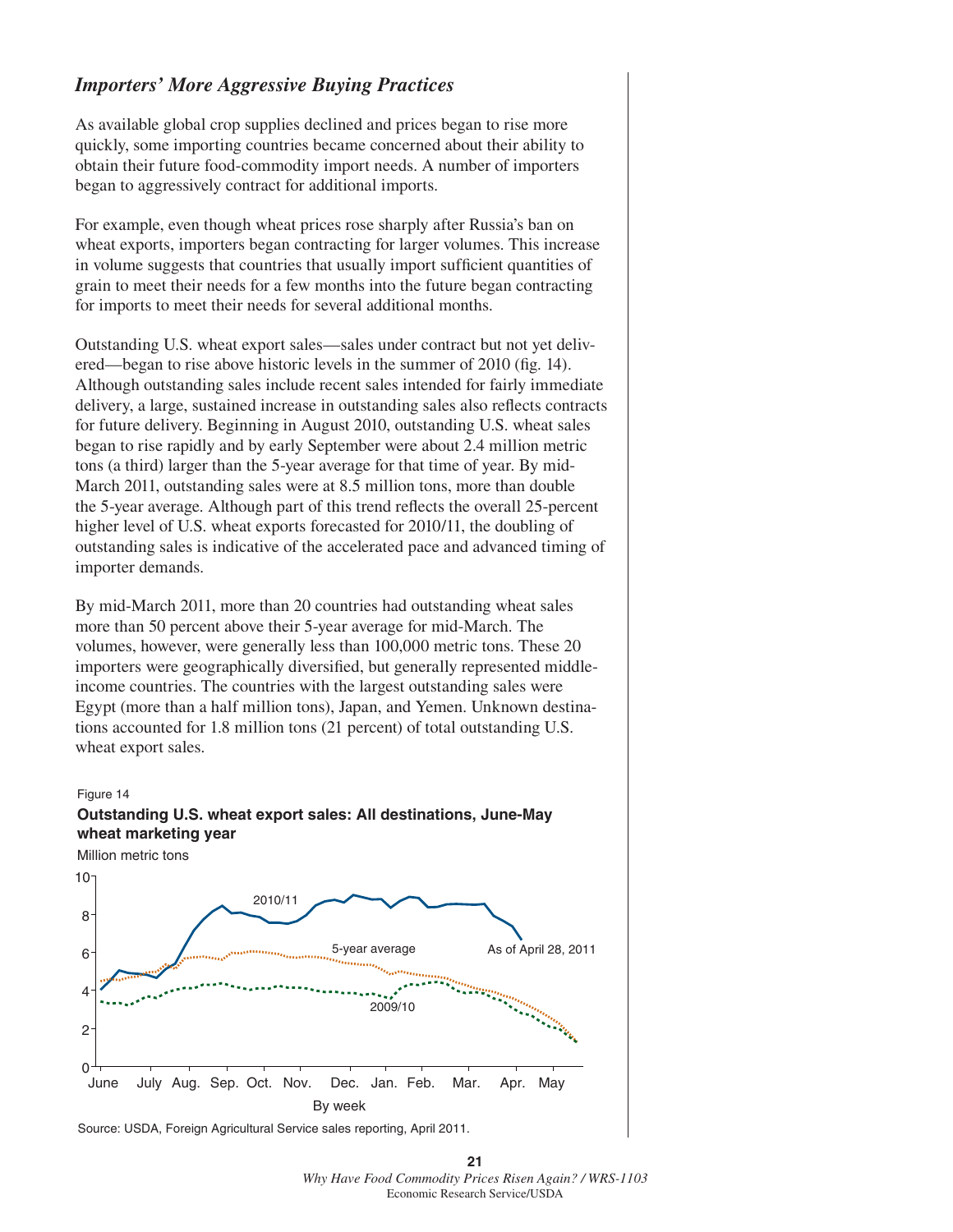### *Importers' More Aggressive Buying Practices*

As available global crop supplies declined and prices began to rise more quickly, some importing countries became concerned about their ability to obtain their future food-commodity import needs. A number of importers began to aggressively contract for additional imports.

For example, even though wheat prices rose sharply after Russia's ban on wheat exports, importers began contracting for larger volumes. This increase in volume suggests that countries that usually import sufficient quantities of grain to meet their needs for a few months into the future began contracting for imports to meet their needs for several additional months.

Outstanding U.S. wheat export sales—sales under contract but not yet delivered—began to rise above historic levels in the summer of 2010 (fig. 14). Although outstanding sales include recent sales intended for fairly immediate delivery, a large, sustained increase in outstanding sales also reflects contracts for future delivery. Beginning in August 2010, outstanding U.S. wheat sales began to rise rapidly and by early September were about 2.4 million metric tons (a third) larger than the 5-year average for that time of year. By mid-March 2011, outstanding sales were at 8.5 million tons, more than double the 5-year average. Although part of this trend reflects the overall 25-percent higher level of U.S. wheat exports forecasted for 2010/11, the doubling of outstanding sales is indicative of the accelerated pace and advanced timing of importer demands.

By mid-March 2011, more than 20 countries had outstanding wheat sales more than 50 percent above their 5-year average for mid-March. The volumes, however, were generally less than 100,000 metric tons. These 20 importers were geographically diversified, but generally represented middle-income countries. The countries with the largest outstanding sales were Egypt (more than a half million tons), Japan, and Yemen. Unknown destinations accounted for 1.8 million tons (21 percent) of total outstanding U.S. wheat export sales.

Figure 14

**Outstanding U.S. wheat export sales: All destinations, June-May wheat marketing year**

Source: USDA, Foreign Agricultural Service sales reporting, April 2011.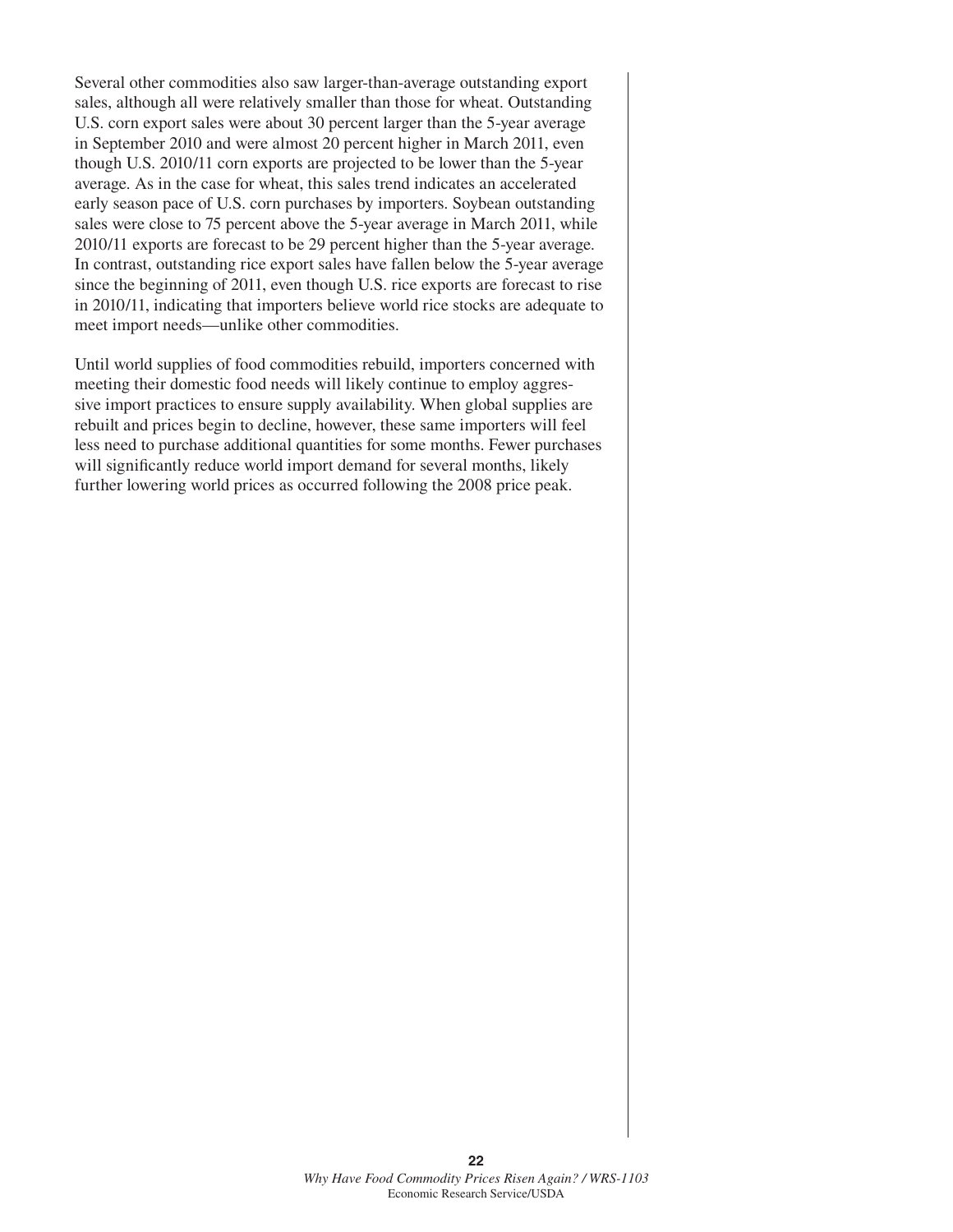Several other commodities also saw larger-than-average outstanding export sales, although all were relatively smaller than those for wheat. Outstanding U.S. corn export sales were about 30 percent larger than the 5-year average in September 2010 and were almost 20 percent higher in March 2011, even though U.S. 2010/11 corn exports are projected to be lower than the 5-year average. As in the case for wheat, this sales trend indicates an accelerated early season pace of U.S. corn purchases by importers. Soybean outstanding sales were close to 75 percent above the 5-year average in March 2011, while 2010/11 exports are forecast to be 29 percent higher than the 5-year average. In contrast, outstanding rice export sales have fallen below the 5-year average since the beginning of 2011, even though U.S. rice exports are forecast to rise in 2010/11, indicating that importers believe world rice stocks are adequate to meet import needs—unlike other commodities.

Until world supplies of food commodities rebuild, importers concerned with meeting their domestic food needs will likely continue to employ aggressive import practices to ensure supply availability. When global supplies are rebuilt and prices begin to decline, however, these same importers will feel less need to purchase additional quantities for some months. Fewer purchases will significantly reduce world import demand for several months, likely further lowering world prices as occurred following the 2008 price peak.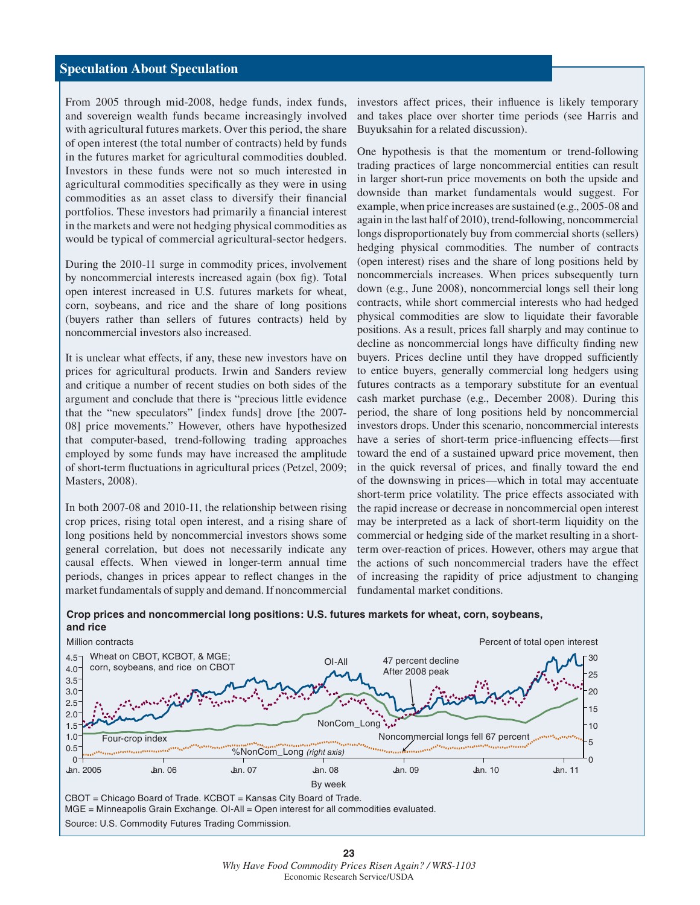## Speculation About Speculation

From 2005 through mid-2008, hedge funds, index funds, and sovereign wealth funds became increasingly involved with agricultural futures markets. Over this period, the share of open interest (the total number of contracts) held by funds in the futures market for agricultural commodities doubled. Investors in these funds were not so much interested in agricultural commodities specifically as they were in using commodities as an asset class to diversify their financial portfolios. These investors had primarily a financial interest in the markets and were not hedging physical commodities as would be typical of commercial agricultural-sector hedgers.

During the 2010-11 surge in commodity prices, involvement by noncommercial interests increased again (box fig). Total open interest increased in U.S. futures markets for wheat, corn, soybeans, and rice and the share of long positions (buyers rather than sellers of futures contracts) held by noncommercial investors also increased.

It is unclear what effects, if any, these new investors have on prices for agricultural products. Irwin and Sanders review and critique a number of recent studies on both sides of the argument and conclude that there is "precious little evidence that the "new speculators" [index funds] drove [the 2007-08] price movements." However, others have hypothesized that computer-based, trend-following trading approaches employed by some funds may have increased the amplitude of short-term fluctuations in agricultural prices (Petzel, 2009; Masters, 2008).

In both 2007-08 and 2010-11, the relationship between rising crop prices, rising total open interest, and a rising share of long positions held by noncommercial investors shows some general correlation, but does not necessarily indicate any causal effects. When viewed in longer-term annual time periods, changes in prices appear to reflect changes in the market fundamentals of supply and demand. If noncommercial investors affect prices, their influence is likely temporary and takes place over shorter time periods (see Harris and Buyuksahin for a related discussion).

One hypothesis is that the momentum or trend-following trading practices of large noncommercial entities can result in larger short-run price movements on both the upside and downside than market fundamentals would suggest. For example, when price increases are sustained (e.g., 2005-08 and again in the last half of 2010), trend-following, noncommercial longs disproportionately buy from commercial shorts (sellers) hedging physical commodities. The number of contracts (open interest) rises and the share of long positions held by noncommercials increases. When prices subsequently turn down (e.g., June 2008), noncommercial longs sell their long contracts, while short commercial interests who had hedged physical commodities are slow to liquidate their favorable positions. As a result, prices fall sharply and may continue to decline as noncommercial longs have difficulty finding new buyers. Prices decline until they have dropped sufficiently to entice buyers, generally commercial long hedgers using futures contracts as a temporary substitute for an eventual cash market purchase (e.g., December 2008). During this period, the share of long positions held by noncommercial investors drops. Under this scenario, noncommercial interests have a series of short-term price-influencing effects—first toward the end of a sustained upward price movement, then in the quick reversal of prices, and finally toward the end of the downswing in prices—which in total may accentuate short-term price volatility. The price effects associated with the rapid increase or decrease in noncommercial open interest may be interpreted as a lack of short-term liquidity on the commercial or hedging side of the market resulting in a short-term over-reaction of prices. However, others may argue that the actions of such noncommercial traders have the effect of increasing the rapidity of price adjustment to changing fundamental market conditions.

**Crop prices and noncommercial long positions: U.S. futures markets for wheat, corn, soybeans, and rice**

CBOT = Chicago Board of Trade. KCBOT = Kansas City Board of Trade.
MGE = Minneapolis Grain Exchange. OI-All = Open interest for all commodities evaluated.
Source: U.S. Commodity Futures Trading Commission.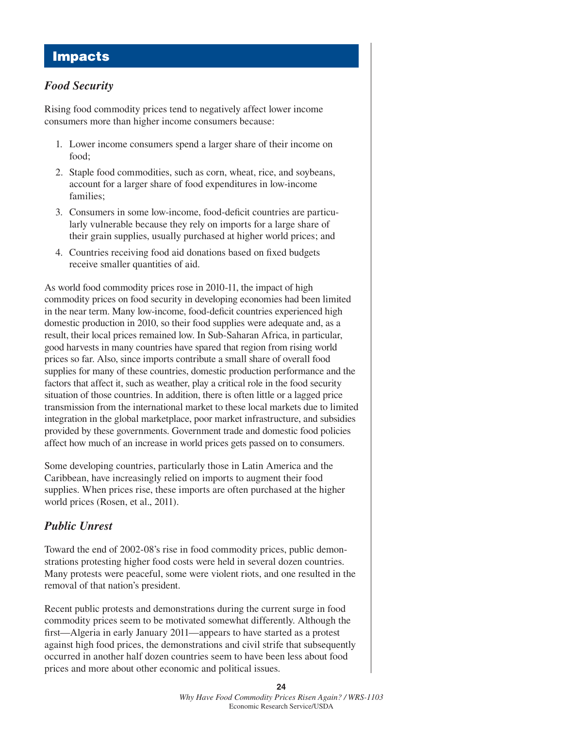## Impacts

### *Food Security*

Rising food commodity prices tend to negatively affect lower income consumers more than higher income consumers because:

1. Lower income consumers spend a larger share of their income on food;
2. Staple food commodities, such as corn, wheat, rice, and soybeans, account for a larger share of food expenditures in low-income families;
3. Consumers in some low-income, food-deficit countries are particularly vulnerable because they rely on imports for a large share of their grain supplies, usually purchased at higher world prices; and
4. Countries receiving food aid donations based on fixed budgets receive smaller quantities of aid.

As world food commodity prices rose in 2010-11, the impact of high commodity prices on food security in developing economies had been limited in the near term. Many low-income, food-deficit countries experienced high domestic production in 2010, so their food supplies were adequate and, as a result, their local prices remained low. In Sub-Saharan Africa, in particular, good harvests in many countries have spared that region from rising world prices so far. Also, since imports contribute a small share of overall food supplies for many of these countries, domestic production performance and the factors that affect it, such as weather, play a critical role in the food security situation of those countries. In addition, there is often little or a lagged price transmission from the international market to these local markets due to limited integration in the global marketplace, poor market infrastructure, and subsidies provided by these governments. Government trade and domestic food policies affect how much of an increase in world prices gets passed on to consumers.

Some developing countries, particularly those in Latin America and the Caribbean, have increasingly relied on imports to augment their food supplies. When prices rise, these imports are often purchased at the higher world prices (Rosen, et al., 2011).

### *Public Unrest*

Toward the end of 2002-08's rise in food commodity prices, public demonstrations protesting higher food costs were held in several dozen countries. Many protests were peaceful, some were violent riots, and one resulted in the removal of that nation's president.

Recent public protests and demonstrations during the current surge in food commodity prices seem to be motivated somewhat differently. Although the first—Algeria in early January 2011—appears to have started as a protest against high food prices, the demonstrations and civil strife that subsequently occurred in another half dozen countries seem to have been less about food prices and more about other economic and political issues.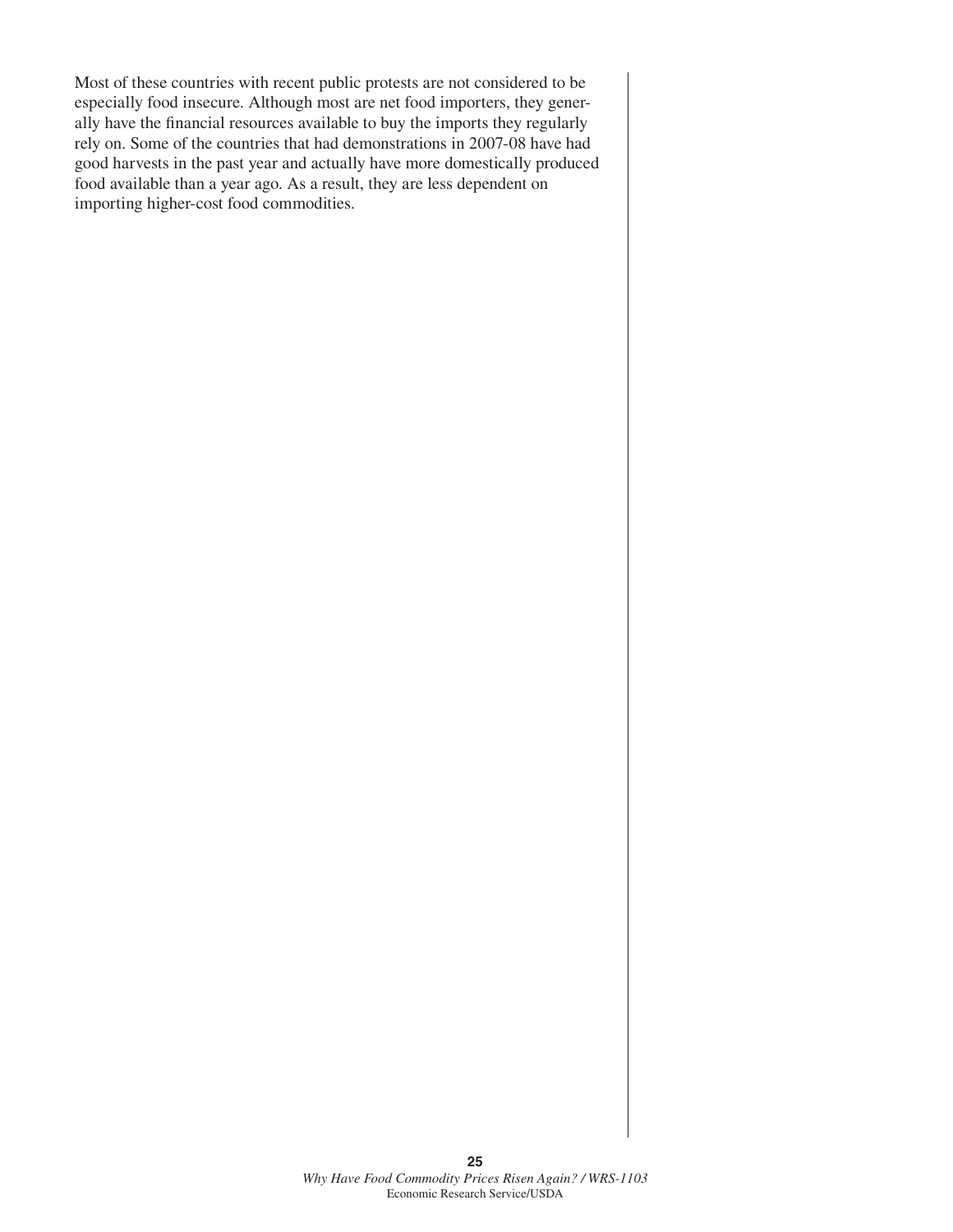Most of these countries with recent public protests are not considered to be especially food insecure. Although most are net food importers, they generally have the financial resources available to buy the imports they regularly rely on. Some of the countries that had demonstrations in 2007-08 have had good harvests in the past year and actually have more domestically produced food available than a year ago. As a result, they are less dependent on importing higher-cost food commodities.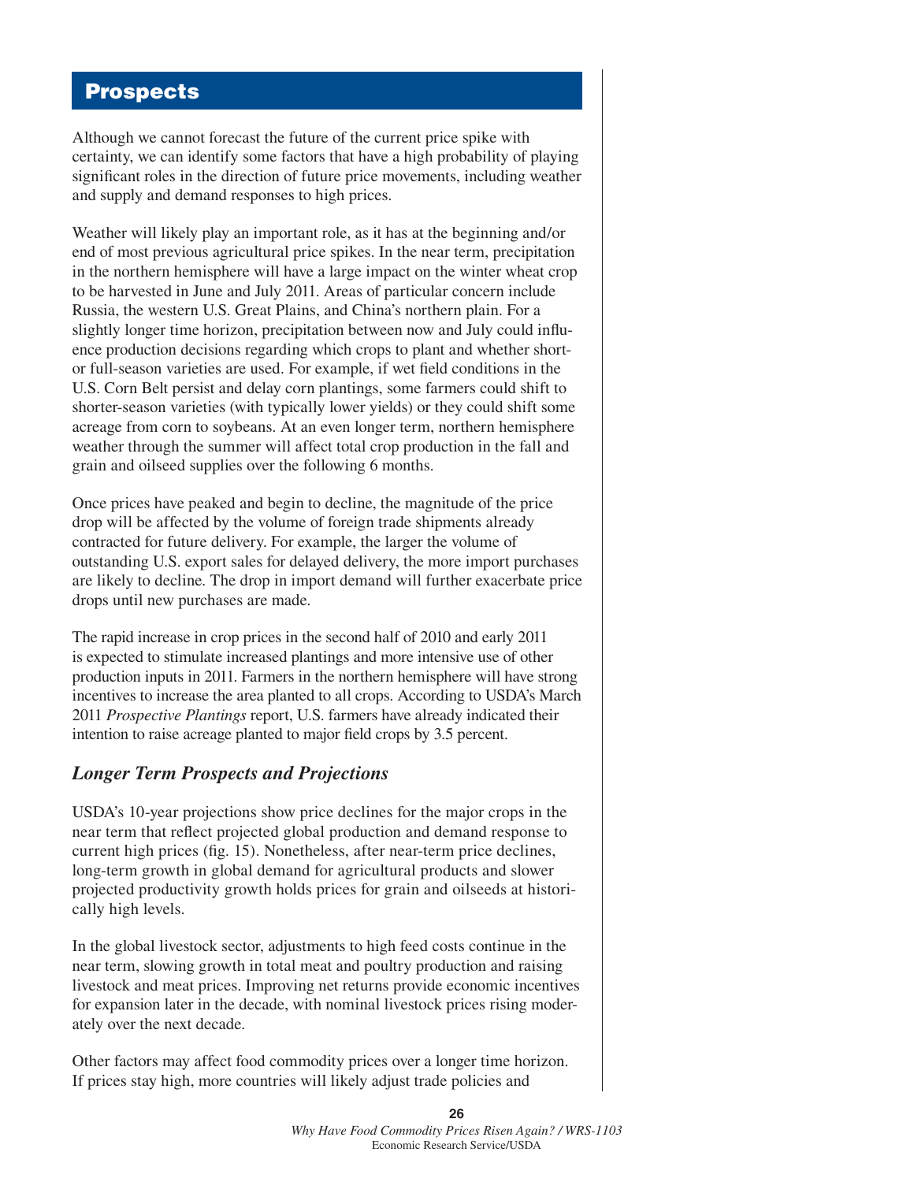## Prospects

Although we cannot forecast the future of the current price spike with certainty, we can identify some factors that have a high probability of playing significant roles in the direction of future price movements, including weather and supply and demand responses to high prices.

Weather will likely play an important role, as it has at the beginning and/or end of most previous agricultural price spikes. In the near term, precipitation in the northern hemisphere will have a large impact on the winter wheat crop to be harvested in June and July 2011. Areas of particular concern include Russia, the western U.S. Great Plains, and China's northern plain. For a slightly longer time horizon, precipitation between now and July could influence production decisions regarding which crops to plant and whether short- or full-season varieties are used. For example, if wet field conditions in the U.S. Corn Belt persist and delay corn plantings, some farmers could shift to shorter-season varieties (with typically lower yields) or they could shift some acreage from corn to soybeans. At an even longer term, northern hemisphere weather through the summer will affect total crop production in the fall and grain and oilseed supplies over the following 6 months.

Once prices have peaked and begin to decline, the magnitude of the price drop will be affected by the volume of foreign trade shipments already contracted for future delivery. For example, the larger the volume of outstanding U.S. export sales for delayed delivery, the more import purchases are likely to decline. The drop in import demand will further exacerbate price drops until new purchases are made.

The rapid increase in crop prices in the second half of 2010 and early 2011 is expected to stimulate increased plantings and more intensive use of other production inputs in 2011. Farmers in the northern hemisphere will have strong incentives to increase the area planted to all crops. According to USDA's March 2011 *Prospective Plantings* report, U.S. farmers have already indicated their intention to raise acreage planted to major field crops by 3.5 percent.

### *Longer Term Prospects and Projections*

USDA's 10-year projections show price declines for the major crops in the near term that reflect projected global production and demand response to current high prices (fig. 15). Nonetheless, after near-term price declines, long-term growth in global demand for agricultural products and slower projected productivity growth holds prices for grain and oilseeds at historically high levels.

In the global livestock sector, adjustments to high feed costs continue in the near term, slowing growth in total meat and poultry production and raising livestock and meat prices. Improving net returns provide economic incentives for expansion later in the decade, with nominal livestock prices rising moderately over the next decade.

Other factors may affect food commodity prices over a longer time horizon. If prices stay high, more countries will likely adjust trade policies and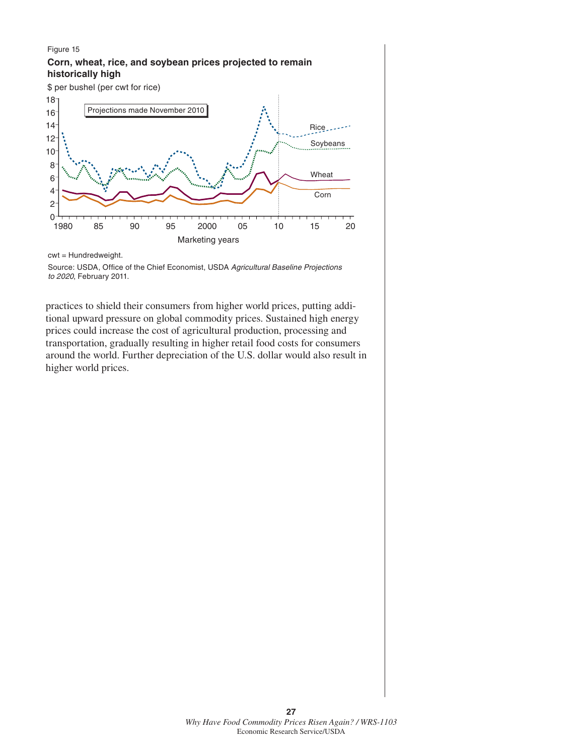Figure 15

**Corn, wheat, rice, and soybean prices projected to remain historically high**

$ per bushel (per cwt for rice)

cwt = Hundredweight.

Source: USDA, Office of the Chief Economist, USDA *Agricultural Baseline Projections to 2020*, February 2011.

practices to shield their consumers from higher world prices, putting additional upward pressure on global commodity prices. Sustained high energy prices could increase the cost of agricultural production, processing and transportation, gradually resulting in higher retail food costs for consumers around the world. Further depreciation of the U.S. dollar would also result in higher world prices.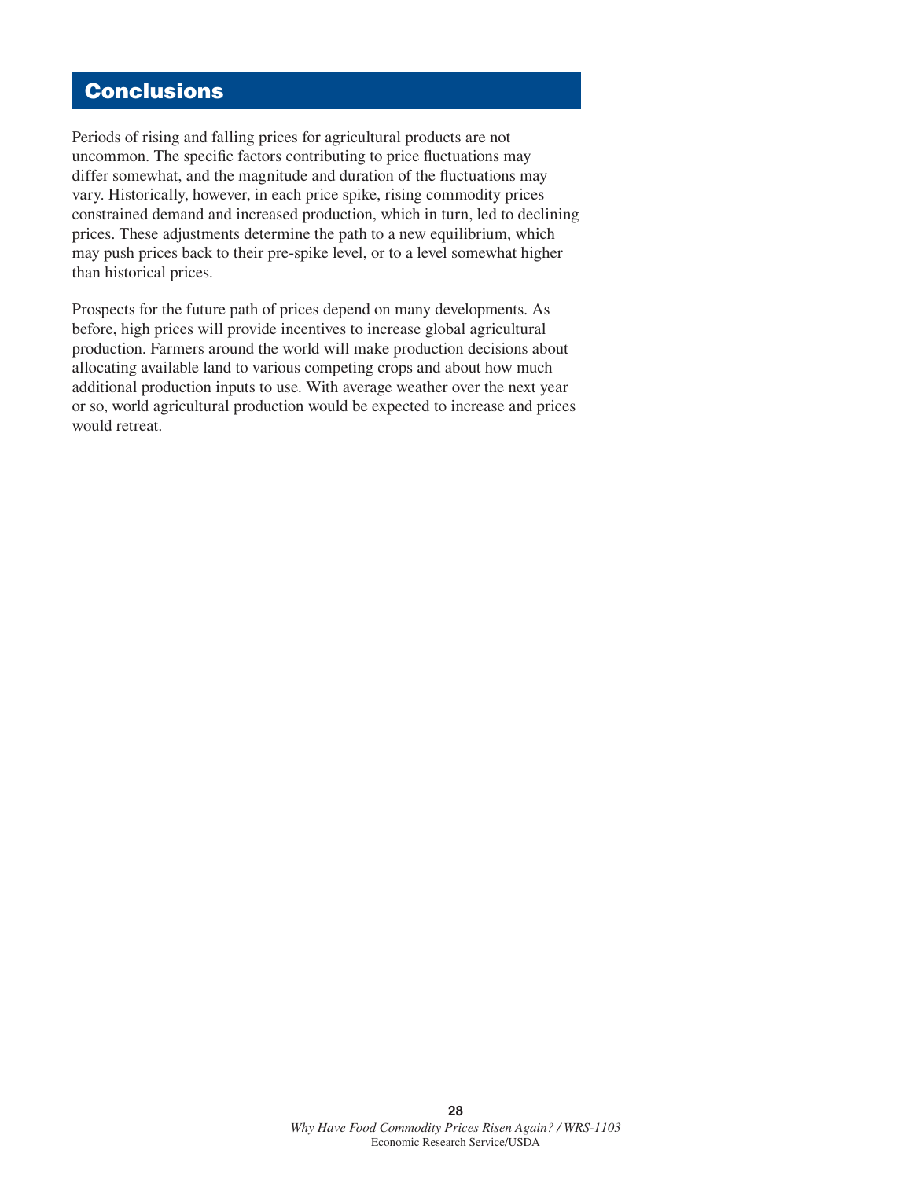## Conclusions

Periods of rising and falling prices for agricultural products are not uncommon. The specific factors contributing to price fluctuations may differ somewhat, and the magnitude and duration of the fluctuations may vary. Historically, however, in each price spike, rising commodity prices constrained demand and increased production, which in turn, led to declining prices. These adjustments determine the path to a new equilibrium, which may push prices back to their pre-spike level, or to a level somewhat higher than historical prices.

Prospects for the future path of prices depend on many developments. As before, high prices will provide incentives to increase global agricultural production. Farmers around the world will make production decisions about allocating available land to various competing crops and about how much additional production inputs to use. With average weather over the next year or so, world agricultural production would be expected to increase and prices would retreat.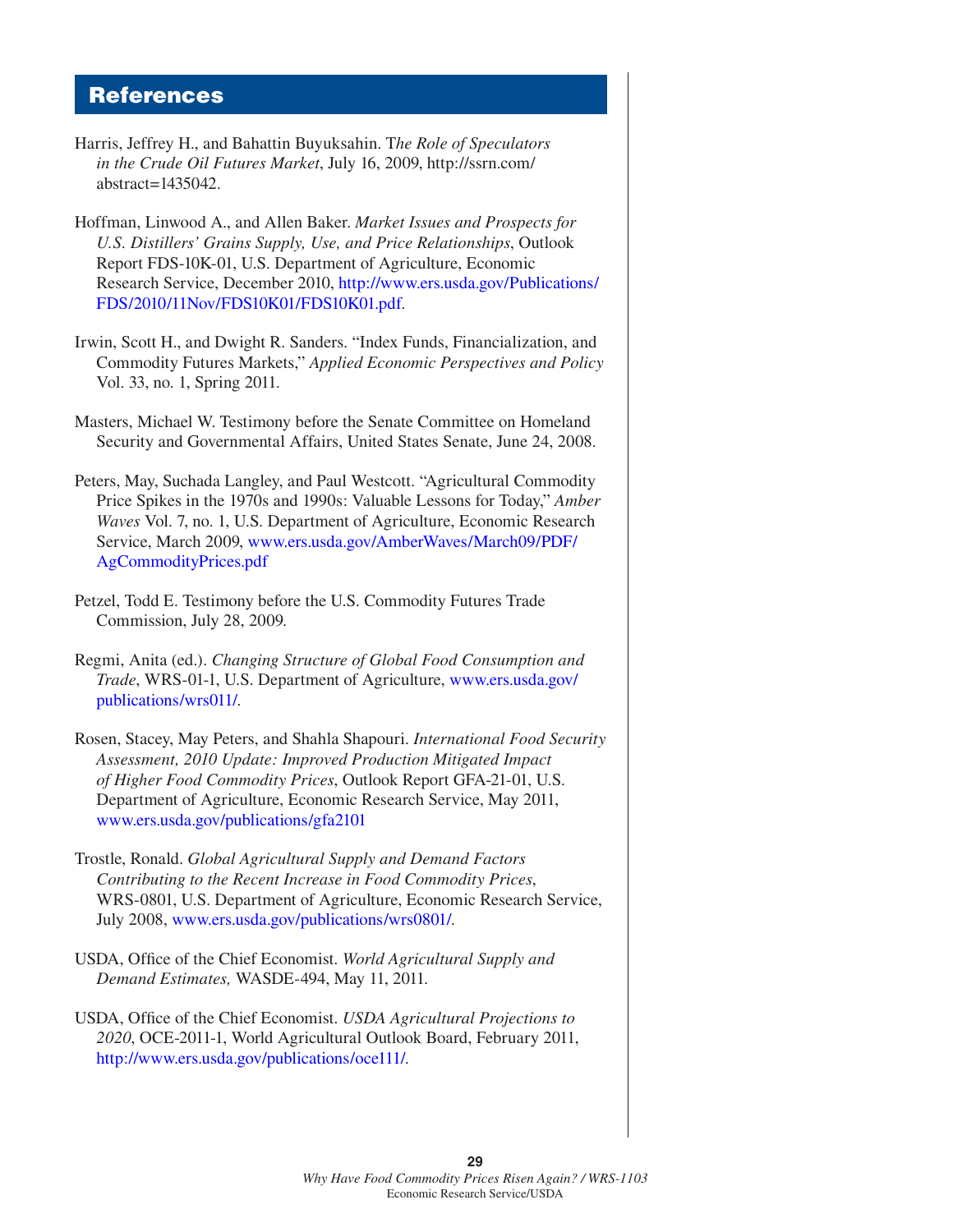# References

Harris, Jeffrey H., and Bahattin Buyuksahin. T*he Role of Speculators in the Crude Oil Futures Market*, July 16, 2009, http://ssrn.com/abstract=1435042.

Hoffman, Linwood A., and Allen Baker. *Market Issues and Prospects for U.S. Distillers' Grains Supply, Use, and Price Relationships*, Outlook Report FDS-10K-01, U.S. Department of Agriculture, Economic Research Service, December 2010, http://www.ers.usda.gov/Publications/FDS/2010/11Nov/FDS10K01/FDS10K01.pdf.

Irwin, Scott H., and Dwight R. Sanders. "Index Funds, Financialization, and Commodity Futures Markets," *Applied Economic Perspectives and Policy* Vol. 33, no. 1, Spring 2011.

Masters, Michael W. Testimony before the Senate Committee on Homeland Security and Governmental Affairs, United States Senate, June 24, 2008.

Peters, May, Suchada Langley, and Paul Westcott. "Agricultural Commodity Price Spikes in the 1970s and 1990s: Valuable Lessons for Today," *Amber Waves* Vol. 7, no. 1, U.S. Department of Agriculture, Economic Research Service, March 2009, www.ers.usda.gov/AmberWaves/March09/PDF/AgCommodityPrices.pdf

Petzel, Todd E. Testimony before the U.S. Commodity Futures Trade Commission, July 28, 2009.

Regmi, Anita (ed.). *Changing Structure of Global Food Consumption and Trade*, WRS-01-1, U.S. Department of Agriculture, www.ers.usda.gov/publications/wrs011/.

Rosen, Stacey, May Peters, and Shahla Shapouri. *International Food Security Assessment, 2010 Update: Improved Production Mitigated Impact of Higher Food Commodity Prices*, Outlook Report GFA-21-01, U.S. Department of Agriculture, Economic Research Service, May 2011, www.ers.usda.gov/publications/gfa2101

Trostle, Ronald. *Global Agricultural Supply and Demand Factors Contributing to the Recent Increase in Food Commodity Prices*, WRS-0801, U.S. Department of Agriculture, Economic Research Service, July 2008, www.ers.usda.gov/publications/wrs0801/.

USDA, Office of the Chief Economist. *World Agricultural Supply and Demand Estimates,* WASDE-494, May 11, 2011.

USDA, Office of the Chief Economist. *USDA Agricultural Projections to 2020*, OCE-2011-1, World Agricultural Outlook Board, February 2011, http://www.ers.usda.gov/publications/oce111/.